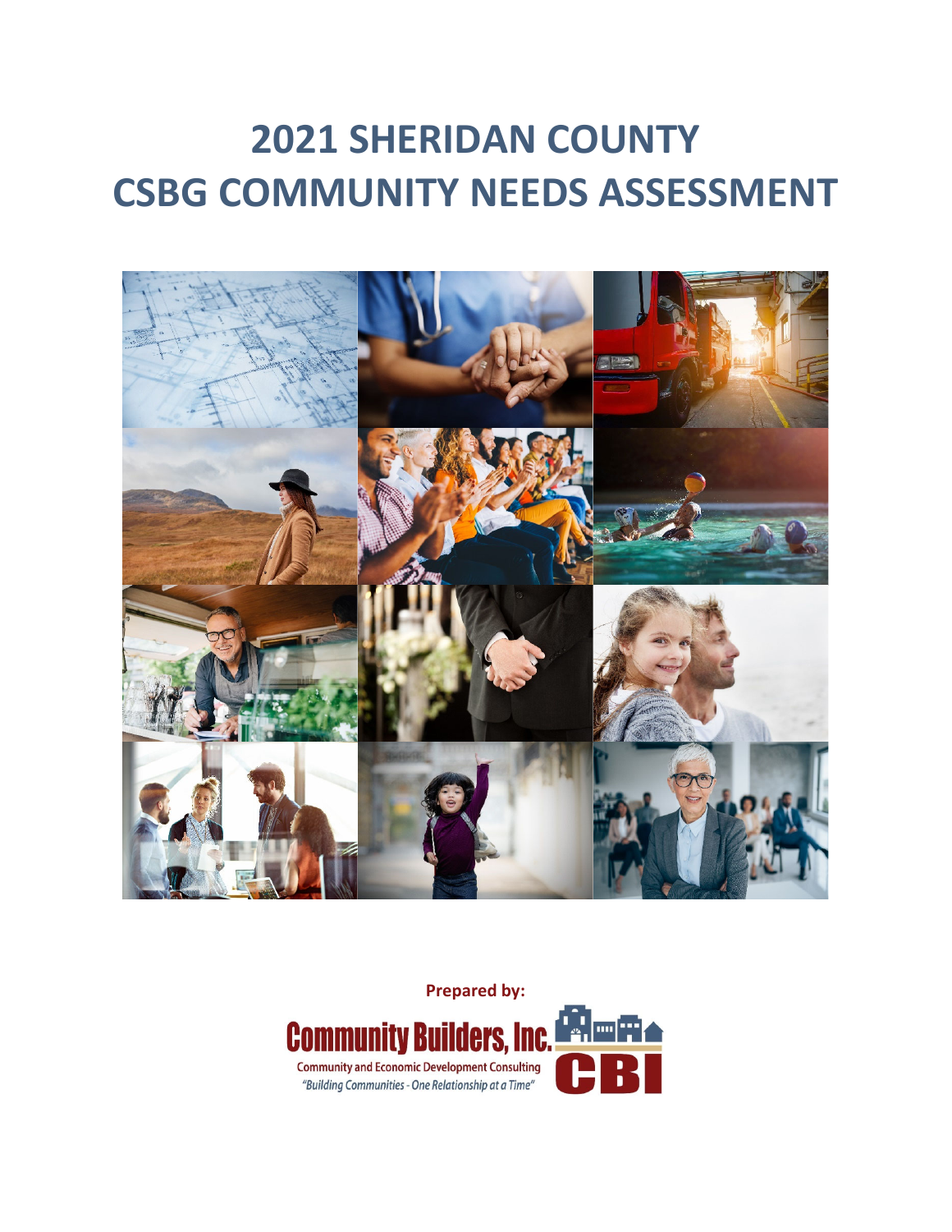# 2021 SHERIDAN COUNTY
# CSBG COMMUNITY NEEDS ASSESSMENT

**Prepared by:**

Community Builders, Inc.

Community and Economic Development Consulting

*"Building Communities - One Relationship at a Time"*

CBI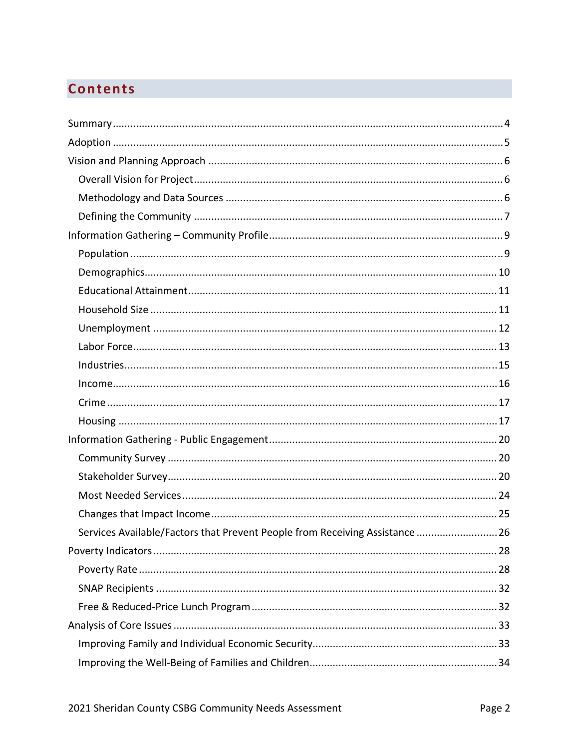# Contents

- Summary ..... 4
- Adoption ..... 5
- Vision and Planning Approach ..... 6
  - Overall Vision for Project ..... 6
  - Methodology and Data Sources ..... 6
  - Defining the Community ..... 7
- Information Gathering – Community Profile ..... 9
  - Population ..... 9
  - Demographics ..... 10
  - Educational Attainment ..... 11
  - Household Size ..... 11
  - Unemployment ..... 12
  - Labor Force ..... 13
  - Industries ..... 15
  - Income ..... 16
  - Crime ..... 17
  - Housing ..... 17
- Information Gathering - Public Engagement ..... 20
  - Community Survey ..... 20
  - Stakeholder Survey ..... 20
  - Most Needed Services ..... 24
  - Changes that Impact Income ..... 25
  - Services Available/Factors that Prevent People from Receiving Assistance ..... 26
- Poverty Indicators ..... 28
  - Poverty Rate ..... 28
  - SNAP Recipients ..... 32
  - Free & Reduced-Price Lunch Program ..... 32
- Analysis of Core Issues ..... 33
  - Improving Family and Individual Economic Security ..... 33
  - Improving the Well-Being of Families and Children ..... 34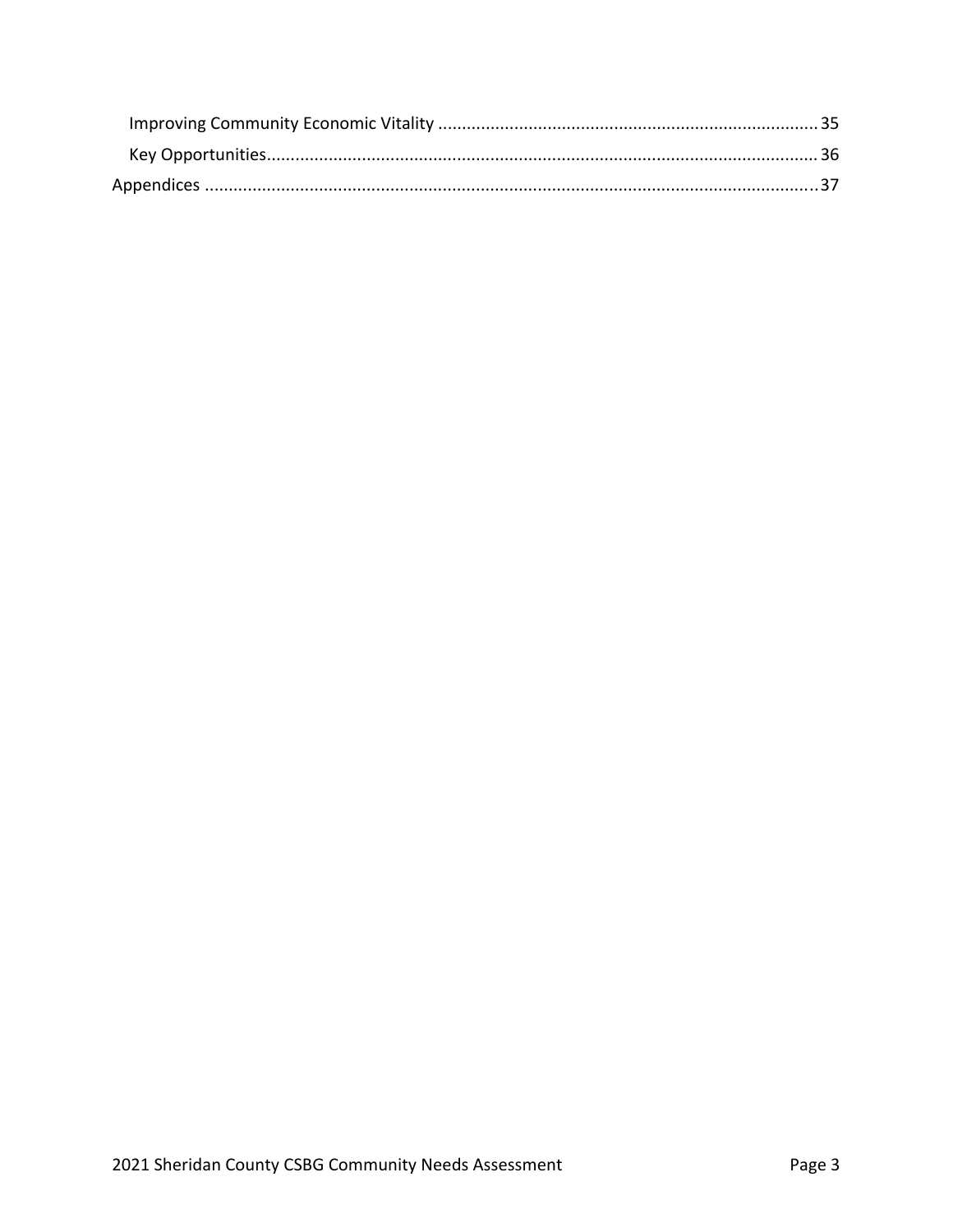Improving Community Economic Vitality ........................................................................ 35

Key Opportunities ........................................................................................................ 36

Appendices ........................................................................................................................ 37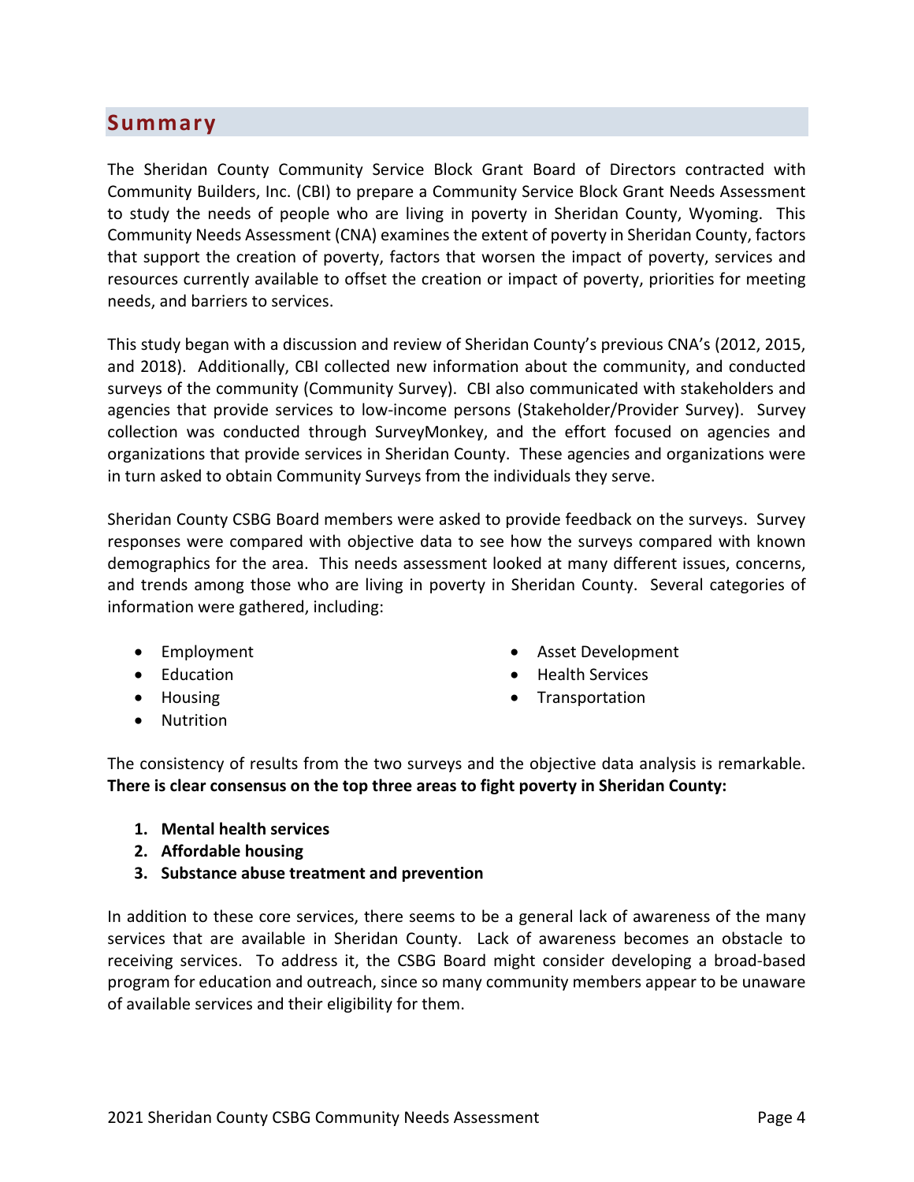## Summary

The Sheridan County Community Service Block Grant Board of Directors contracted with Community Builders, Inc. (CBI) to prepare a Community Service Block Grant Needs Assessment to study the needs of people who are living in poverty in Sheridan County, Wyoming. This Community Needs Assessment (CNA) examines the extent of poverty in Sheridan County, factors that support the creation of poverty, factors that worsen the impact of poverty, services and resources currently available to offset the creation or impact of poverty, priorities for meeting needs, and barriers to services.

This study began with a discussion and review of Sheridan County's previous CNA's (2012, 2015, and 2018). Additionally, CBI collected new information about the community, and conducted surveys of the community (Community Survey). CBI also communicated with stakeholders and agencies that provide services to low-income persons (Stakeholder/Provider Survey). Survey collection was conducted through SurveyMonkey, and the effort focused on agencies and organizations that provide services in Sheridan County. These agencies and organizations were in turn asked to obtain Community Surveys from the individuals they serve.

Sheridan County CSBG Board members were asked to provide feedback on the surveys. Survey responses were compared with objective data to see how the surveys compared with known demographics for the area. This needs assessment looked at many different issues, concerns, and trends among those who are living in poverty in Sheridan County. Several categories of information were gathered, including:

- Employment
- Education
- Housing
- Nutrition
- Asset Development
- Health Services
- Transportation

The consistency of results from the two surveys and the objective data analysis is remarkable. **There is clear consensus on the top three areas to fight poverty in Sheridan County:**

1. **Mental health services**
2. **Affordable housing**
3. **Substance abuse treatment and prevention**

In addition to these core services, there seems to be a general lack of awareness of the many services that are available in Sheridan County. Lack of awareness becomes an obstacle to receiving services. To address it, the CSBG Board might consider developing a broad-based program for education and outreach, since so many community members appear to be unaware of available services and their eligibility for them.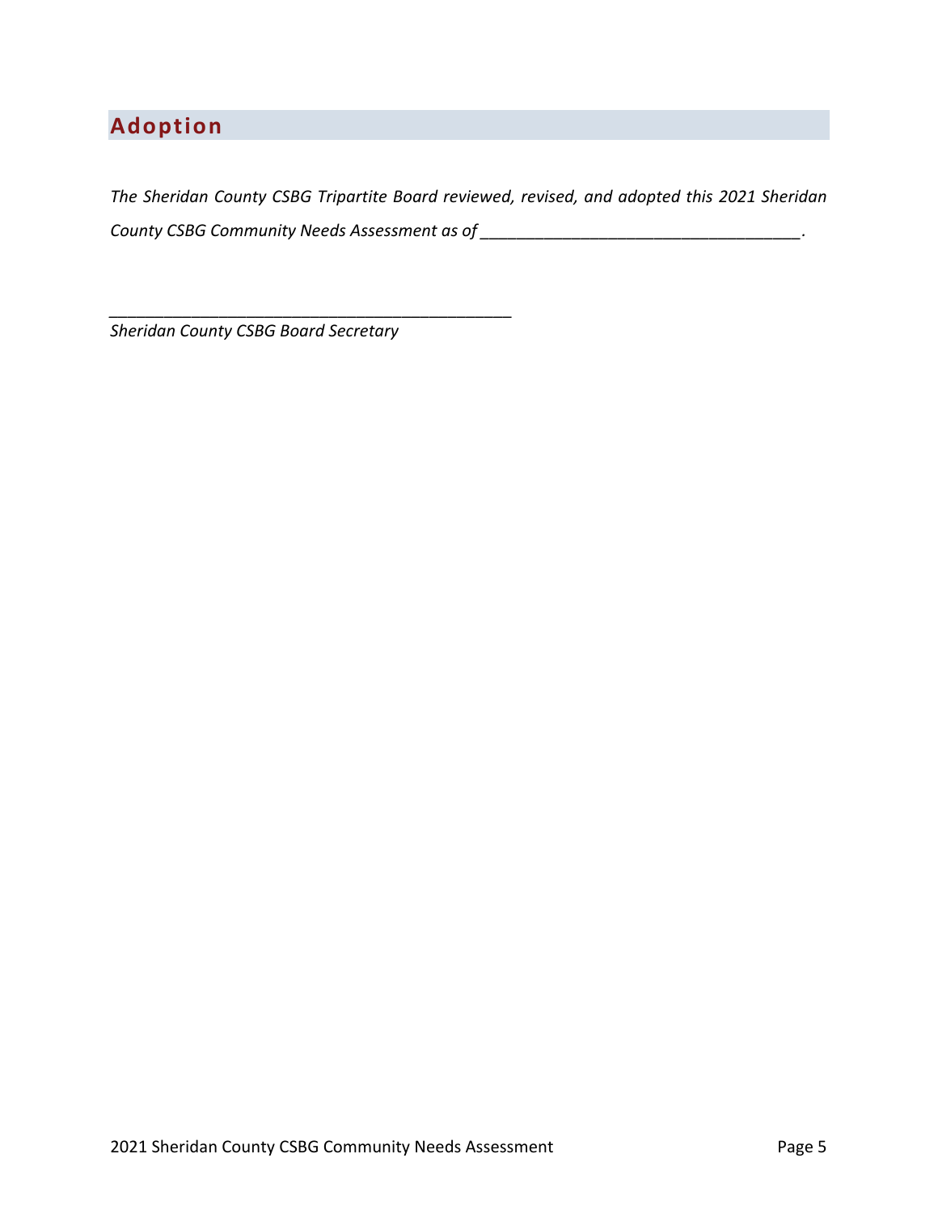# Adoption

*The Sheridan County CSBG Tripartite Board reviewed, revised, and adopted this 2021 Sheridan County CSBG Community Needs Assessment as of ___________________________________.*

_____________________________________________

*Sheridan County CSBG Board Secretary*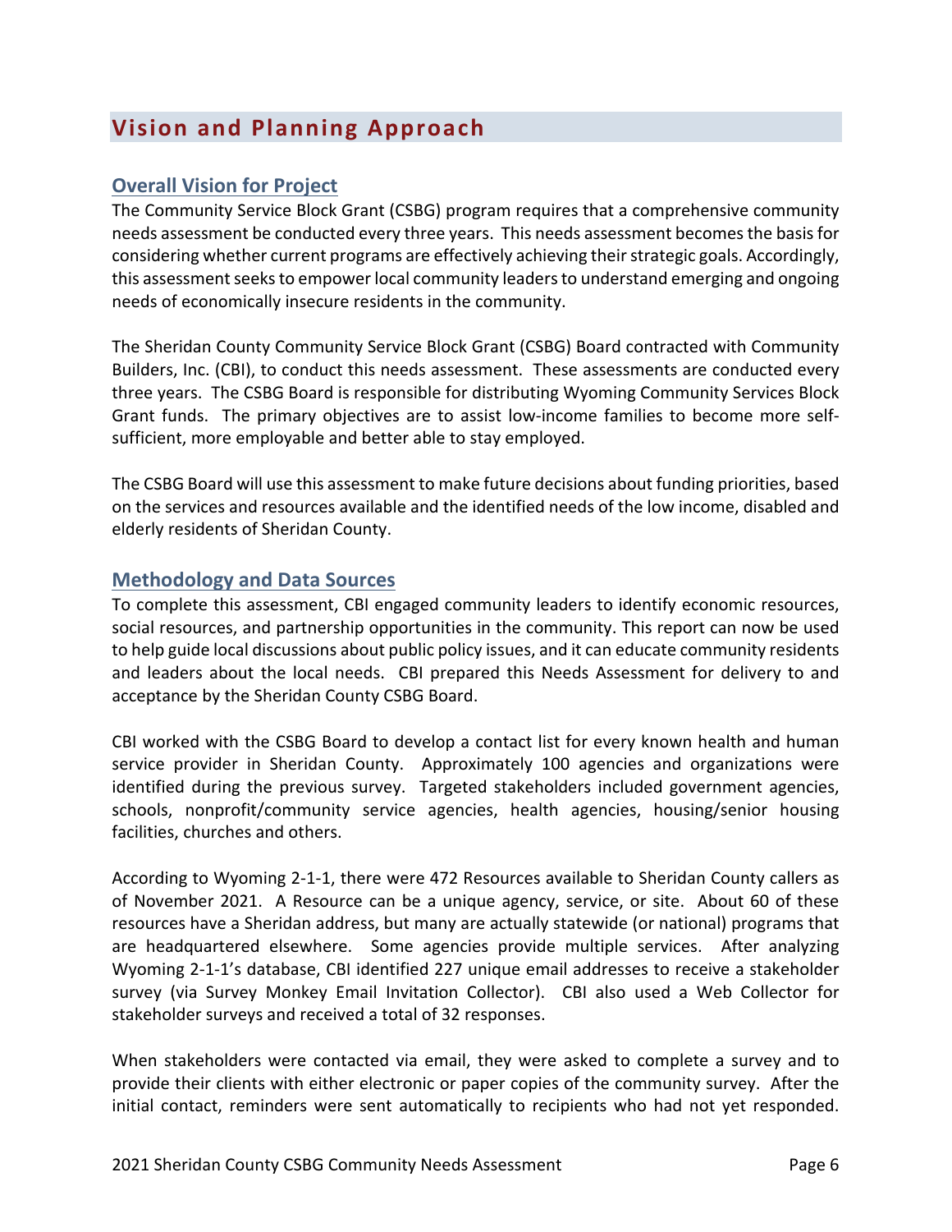# Vision and Planning Approach

## Overall Vision for Project

The Community Service Block Grant (CSBG) program requires that a comprehensive community needs assessment be conducted every three years. This needs assessment becomes the basis for considering whether current programs are effectively achieving their strategic goals. Accordingly, this assessment seeks to empower local community leaders to understand emerging and ongoing needs of economically insecure residents in the community.

The Sheridan County Community Service Block Grant (CSBG) Board contracted with Community Builders, Inc. (CBI), to conduct this needs assessment. These assessments are conducted every three years. The CSBG Board is responsible for distributing Wyoming Community Services Block Grant funds. The primary objectives are to assist low-income families to become more self-sufficient, more employable and better able to stay employed.

The CSBG Board will use this assessment to make future decisions about funding priorities, based on the services and resources available and the identified needs of the low income, disabled and elderly residents of Sheridan County.

## Methodology and Data Sources

To complete this assessment, CBI engaged community leaders to identify economic resources, social resources, and partnership opportunities in the community. This report can now be used to help guide local discussions about public policy issues, and it can educate community residents and leaders about the local needs. CBI prepared this Needs Assessment for delivery to and acceptance by the Sheridan County CSBG Board.

CBI worked with the CSBG Board to develop a contact list for every known health and human service provider in Sheridan County. Approximately 100 agencies and organizations were identified during the previous survey. Targeted stakeholders included government agencies, schools, nonprofit/community service agencies, health agencies, housing/senior housing facilities, churches and others.

According to Wyoming 2-1-1, there were 472 Resources available to Sheridan County callers as of November 2021. A Resource can be a unique agency, service, or site. About 60 of these resources have a Sheridan address, but many are actually statewide (or national) programs that are headquartered elsewhere. Some agencies provide multiple services. After analyzing Wyoming 2-1-1's database, CBI identified 227 unique email addresses to receive a stakeholder survey (via Survey Monkey Email Invitation Collector). CBI also used a Web Collector for stakeholder surveys and received a total of 32 responses.

When stakeholders were contacted via email, they were asked to complete a survey and to provide their clients with either electronic or paper copies of the community survey. After the initial contact, reminders were sent automatically to recipients who had not yet responded.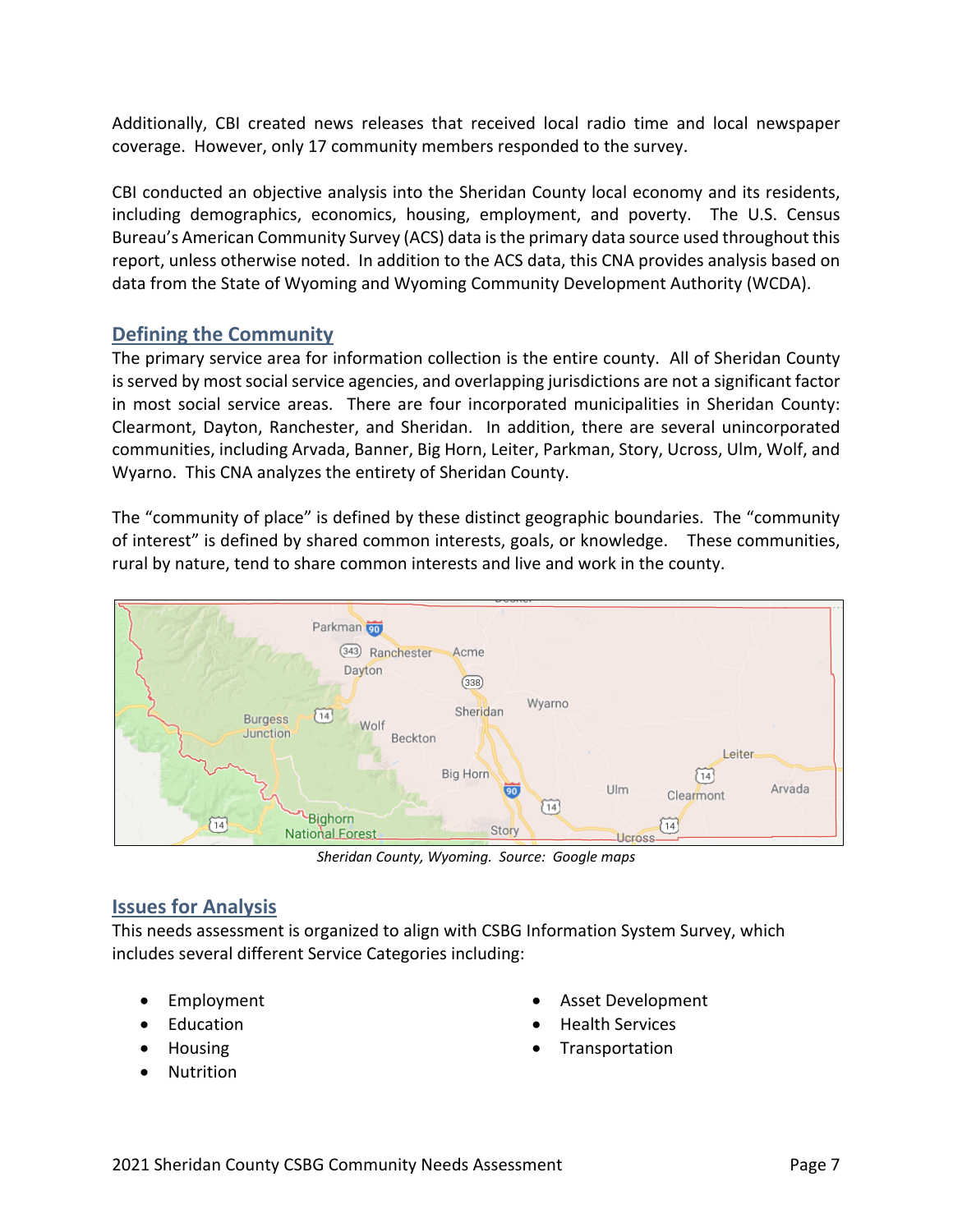Additionally, CBI created news releases that received local radio time and local newspaper coverage. However, only 17 community members responded to the survey.

CBI conducted an objective analysis into the Sheridan County local economy and its residents, including demographics, economics, housing, employment, and poverty. The U.S. Census Bureau's American Community Survey (ACS) data is the primary data source used throughout this report, unless otherwise noted. In addition to the ACS data, this CNA provides analysis based on data from the State of Wyoming and Wyoming Community Development Authority (WCDA).

## Defining the Community

The primary service area for information collection is the entire county. All of Sheridan County is served by most social service agencies, and overlapping jurisdictions are not a significant factor in most social service areas. There are four incorporated municipalities in Sheridan County: Clearmont, Dayton, Ranchester, and Sheridan. In addition, there are several unincorporated communities, including Arvada, Banner, Big Horn, Leiter, Parkman, Story, Ucross, Ulm, Wolf, and Wyarno. This CNA analyzes the entirety of Sheridan County.

The "community of place" is defined by these distinct geographic boundaries. The "community of interest" is defined by shared common interests, goals, or knowledge. These communities, rural by nature, tend to share common interests and live and work in the county.

*Sheridan County, Wyoming. Source: Google maps*

## Issues for Analysis

This needs assessment is organized to align with CSBG Information System Survey, which includes several different Service Categories including:

- Employment
- Education
- Housing
- Nutrition
- Asset Development
- Health Services
- Transportation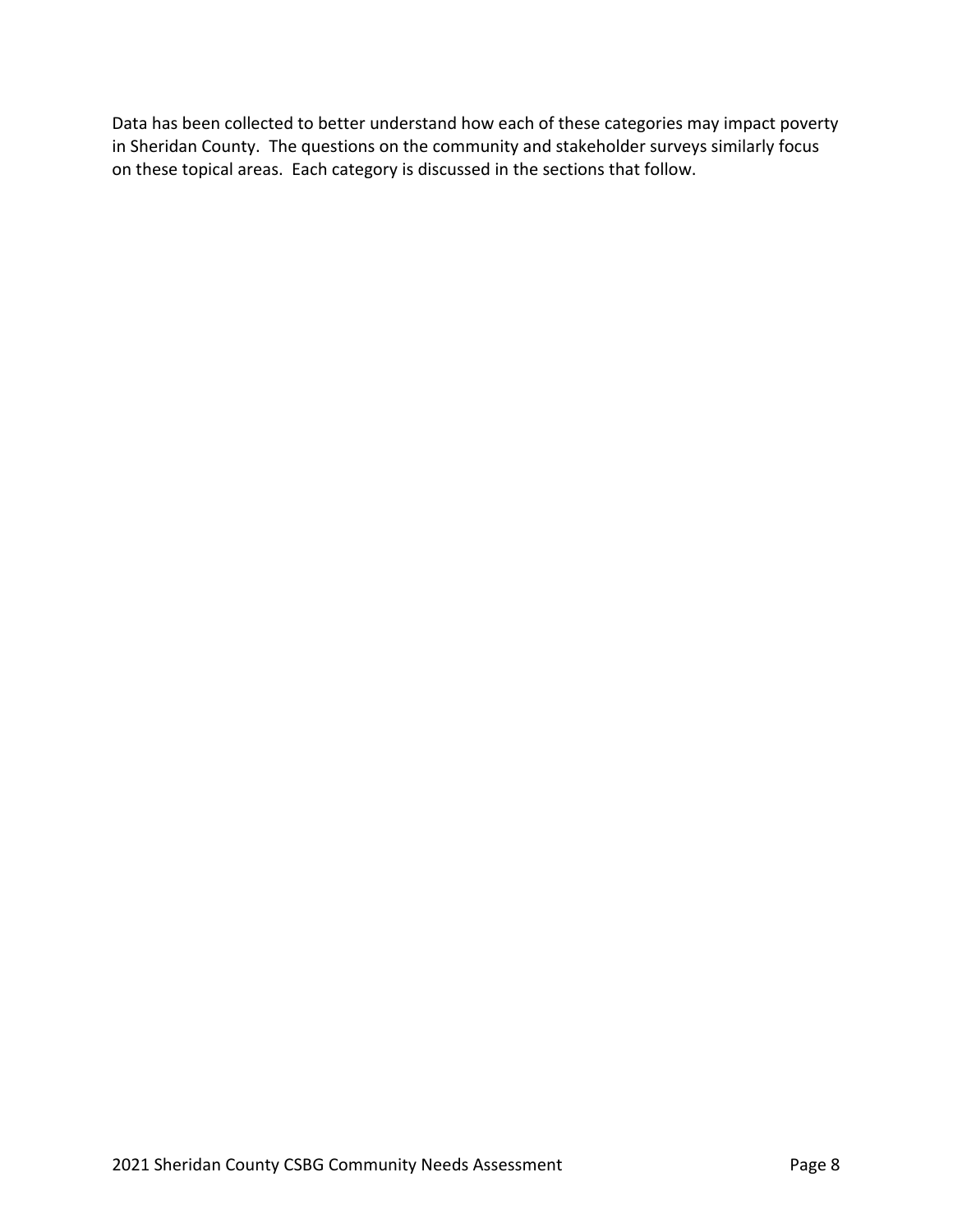Data has been collected to better understand how each of these categories may impact poverty in Sheridan County. The questions on the community and stakeholder surveys similarly focus on these topical areas. Each category is discussed in the sections that follow.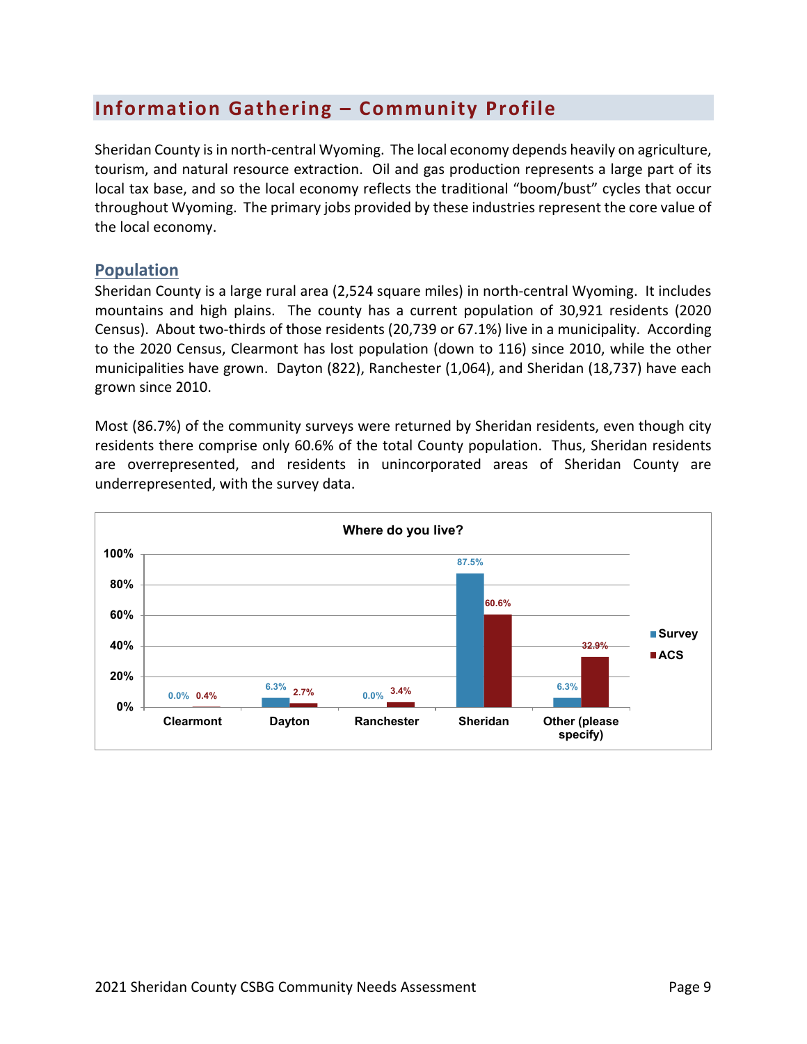## Information Gathering – Community Profile

Sheridan County is in north-central Wyoming. The local economy depends heavily on agriculture, tourism, and natural resource extraction. Oil and gas production represents a large part of its local tax base, and so the local economy reflects the traditional "boom/bust" cycles that occur throughout Wyoming. The primary jobs provided by these industries represent the core value of the local economy.

### Population

Sheridan County is a large rural area (2,524 square miles) in north-central Wyoming. It includes mountains and high plains. The county has a current population of 30,921 residents (2020 Census). About two-thirds of those residents (20,739 or 67.1%) live in a municipality. According to the 2020 Census, Clearmont has lost population (down to 116) since 2010, while the other municipalities have grown. Dayton (822), Ranchester (1,064), and Sheridan (18,737) have each grown since 2010.

Most (86.7%) of the community surveys were returned by Sheridan residents, even though city residents there comprise only 60.6% of the total County population. Thus, Sheridan residents are overrepresented, and residents in unincorporated areas of Sheridan County are underrepresented, with the survey data.

**Where do you live?**

| | Survey | ACS |
|---|---|---|
| Clearmont | 0.0% | 0.4% |
| Dayton | 6.3% | 2.7% |
| Ranchester | 0.0% | 3.4% |
| Sheridan | 87.5% | 60.6% |
| Other (please specify) | 6.3% | 32.9% |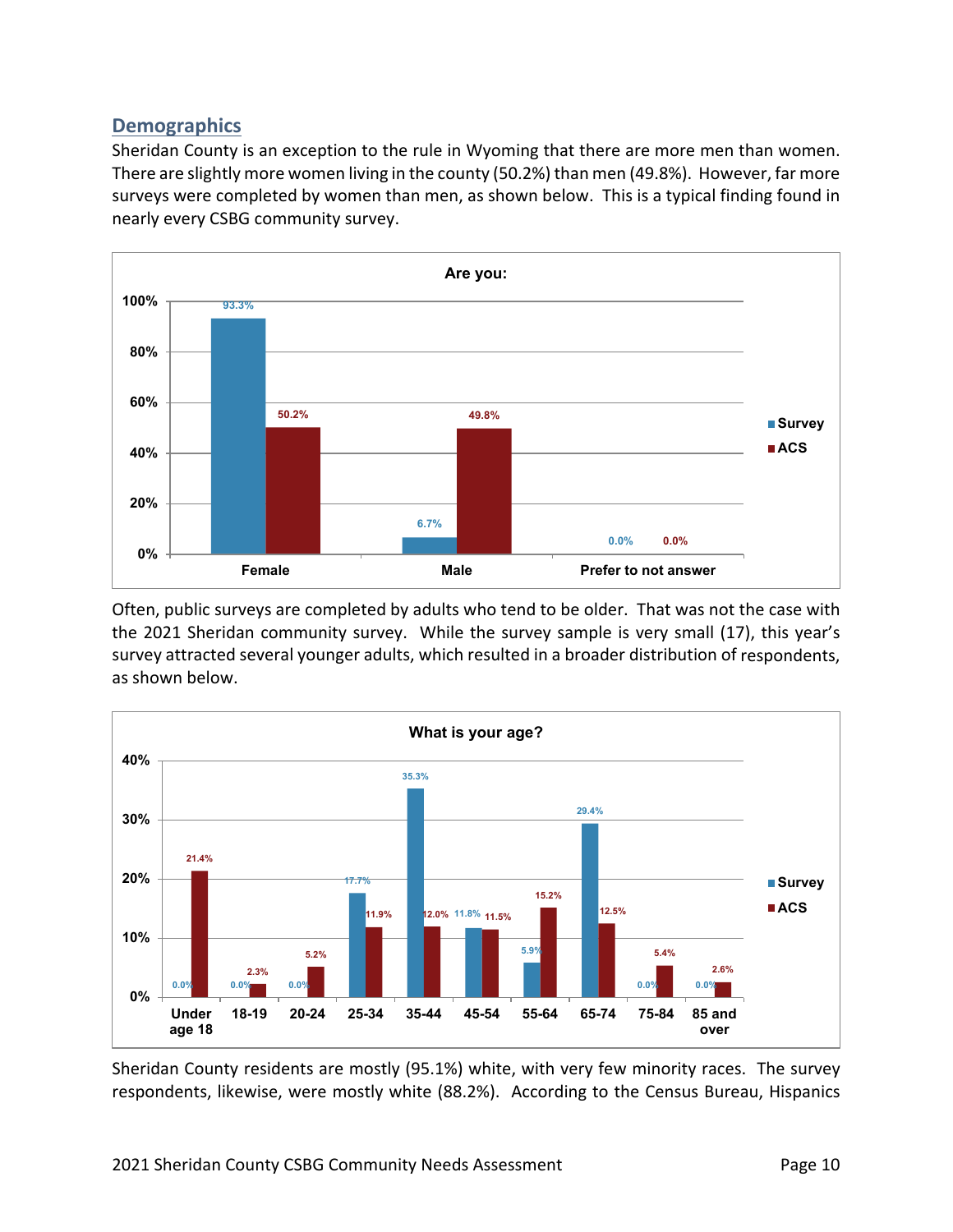## Demographics

Sheridan County is an exception to the rule in Wyoming that there are more men than women. There are slightly more women living in the county (50.2%) than men (49.8%). However, far more surveys were completed by women than men, as shown below. This is a typical finding found in nearly every CSBG community survey.

**Are you:**

| | Survey | ACS |
|---|---|---|
| Female | 93.3% | 50.2% |
| Male | 6.7% | 49.8% |
| Prefer to not answer | 0.0% | 0.0% |

Often, public surveys are completed by adults who tend to be older. That was not the case with the 2021 Sheridan community survey. While the survey sample is very small (17), this year's survey attracted several younger adults, which resulted in a broader distribution of respondents, as shown below.

**What is your age?**

| | Survey | ACS |
|---|---|---|
| Under age 18 | 0.0% | 21.4% |
| 18-19 | 0.0% | 2.3% |
| 20-24 | 0.0% | 5.2% |
| 25-34 | 17.7% | 11.9% |
| 35-44 | 35.3% | 12.0% |
| 45-54 | 11.8% | 11.5% |
| 55-64 | 5.9% | 15.2% |
| 65-74 | 29.4% | 12.5% |
| 75-84 | 0.0% | 5.4% |
| 85 and over | 0.0% | 2.6% |

Sheridan County residents are mostly (95.1%) white, with very few minority races. The survey respondents, likewise, were mostly white (88.2%). According to the Census Bureau, Hispanics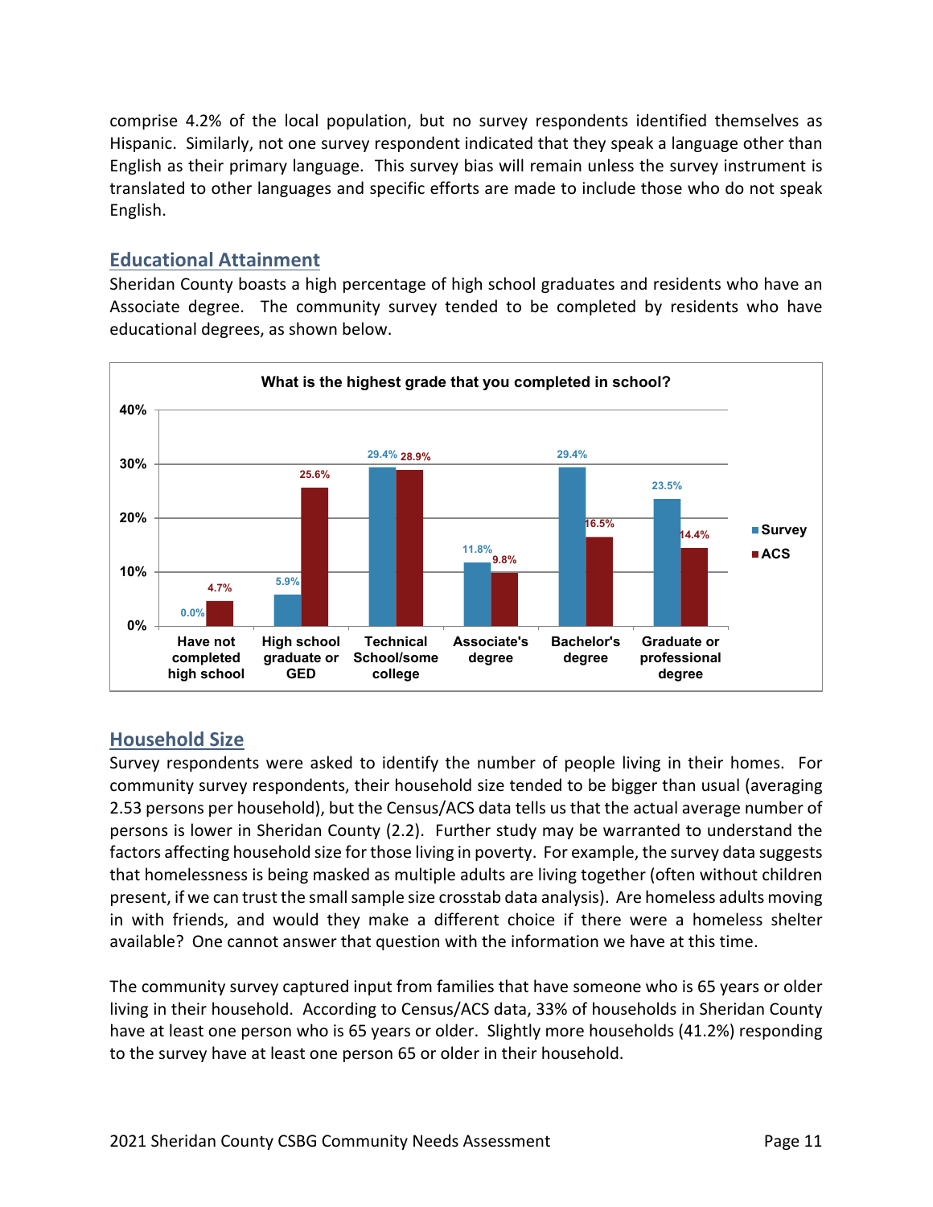comprise 4.2% of the local population, but no survey respondents identified themselves as Hispanic. Similarly, not one survey respondent indicated that they speak a language other than English as their primary language. This survey bias will remain unless the survey instrument is translated to other languages and specific efforts are made to include those who do not speak English.

## Educational Attainment

Sheridan County boasts a high percentage of high school graduates and residents who have an Associate degree. The community survey tended to be completed by residents who have educational degrees, as shown below.

**What is the highest grade that you completed in school?**

| | Survey | ACS |
|---|---|---|
| Have not completed high school | 0.0% | 4.7% |
| High school graduate or GED | 5.9% | 25.6% |
| Technical School/some college | 29.4% | 28.9% |
| Associate's degree | 11.8% | 9.8% |
| Bachelor's degree | 29.4% | 16.5% |
| Graduate or professional degree | 23.5% | 14.4% |

## Household Size

Survey respondents were asked to identify the number of people living in their homes. For community survey respondents, their household size tended to be bigger than usual (averaging 2.53 persons per household), but the Census/ACS data tells us that the actual average number of persons is lower in Sheridan County (2.2). Further study may be warranted to understand the factors affecting household size for those living in poverty. For example, the survey data suggests that homelessness is being masked as multiple adults are living together (often without children present, if we can trust the small sample size crosstab data analysis). Are homeless adults moving in with friends, and would they make a different choice if there were a homeless shelter available? One cannot answer that question with the information we have at this time.

The community survey captured input from families that have someone who is 65 years or older living in their household. According to Census/ACS data, 33% of households in Sheridan County have at least one person who is 65 years or older. Slightly more households (41.2%) responding to the survey have at least one person 65 or older in their household.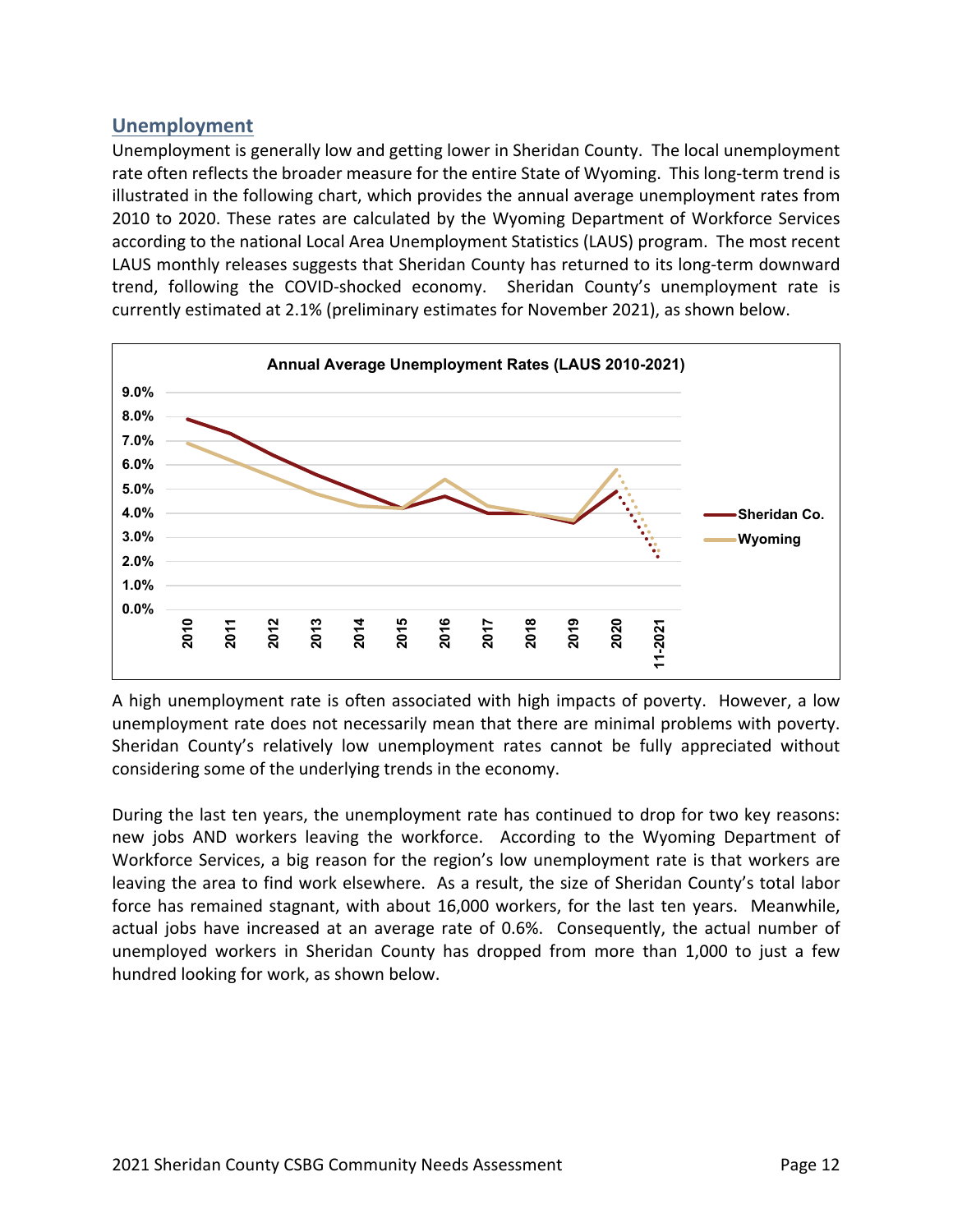## Unemployment

Unemployment is generally low and getting lower in Sheridan County. The local unemployment rate often reflects the broader measure for the entire State of Wyoming. This long-term trend is illustrated in the following chart, which provides the annual average unemployment rates from 2010 to 2020. These rates are calculated by the Wyoming Department of Workforce Services according to the national Local Area Unemployment Statistics (LAUS) program. The most recent LAUS monthly releases suggests that Sheridan County has returned to its long-term downward trend, following the COVID-shocked economy. Sheridan County's unemployment rate is currently estimated at 2.1% (preliminary estimates for November 2021), as shown below.

**Annual Average Unemployment Rates (LAUS 2010-2021)**

A high unemployment rate is often associated with high impacts of poverty. However, a low unemployment rate does not necessarily mean that there are minimal problems with poverty. Sheridan County's relatively low unemployment rates cannot be fully appreciated without considering some of the underlying trends in the economy.

During the last ten years, the unemployment rate has continued to drop for two key reasons: new jobs AND workers leaving the workforce. According to the Wyoming Department of Workforce Services, a big reason for the region's low unemployment rate is that workers are leaving the area to find work elsewhere. As a result, the size of Sheridan County's total labor force has remained stagnant, with about 16,000 workers, for the last ten years. Meanwhile, actual jobs have increased at an average rate of 0.6%. Consequently, the actual number of unemployed workers in Sheridan County has dropped from more than 1,000 to just a few hundred looking for work, as shown below.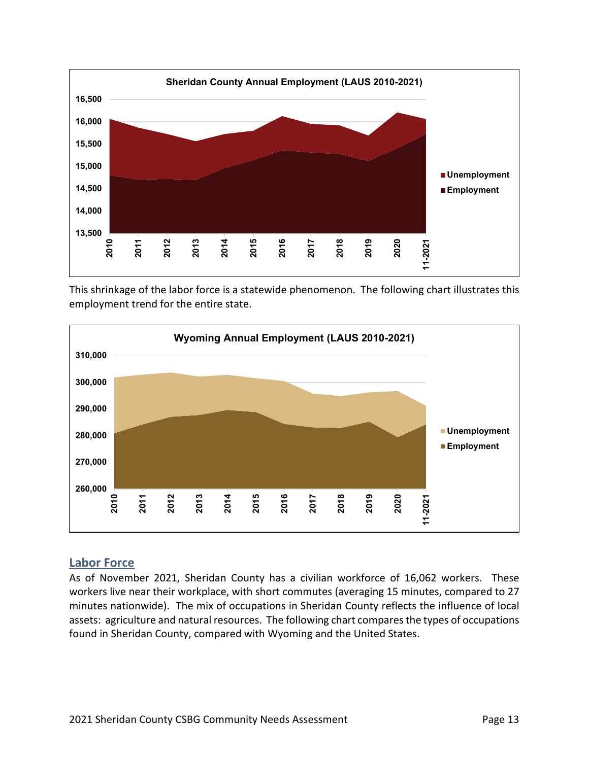**Sheridan County Annual Employment (LAUS 2010-2021)**

This shrinkage of the labor force is a statewide phenomenon. The following chart illustrates this employment trend for the entire state.

**Wyoming Annual Employment (LAUS 2010-2021)**

## Labor Force

As of November 2021, Sheridan County has a civilian workforce of 16,062 workers. These workers live near their workplace, with short commutes (averaging 15 minutes, compared to 27 minutes nationwide). The mix of occupations in Sheridan County reflects the influence of local assets: agriculture and natural resources. The following chart compares the types of occupations found in Sheridan County, compared with Wyoming and the United States.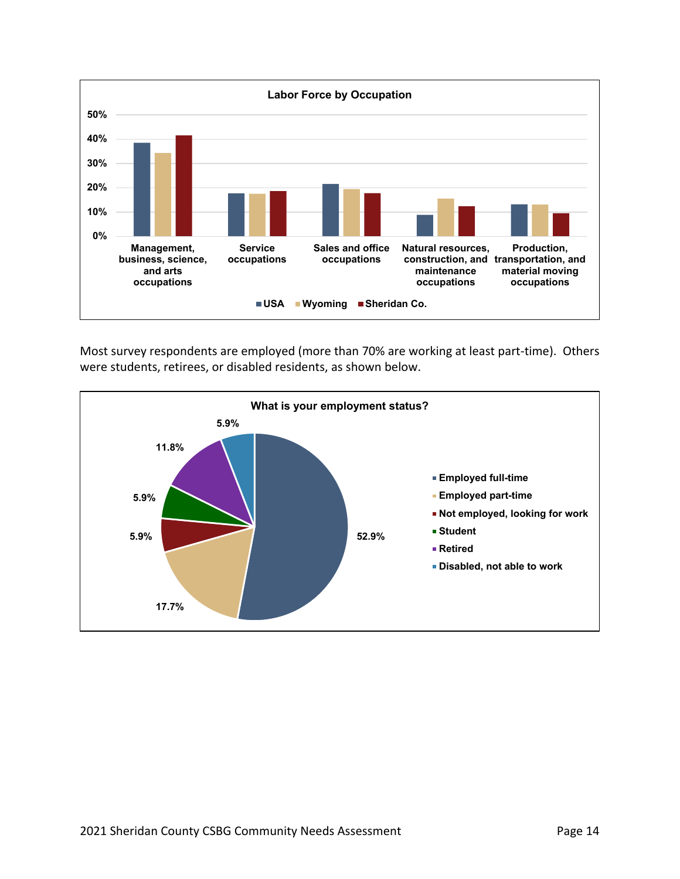**Labor Force by Occupation**

| Occupation | USA | Wyoming | Sheridan Co. |
|---|---|---|---|
| Management, business, science, and arts occupations | | | |
| Service occupations | | | |
| Sales and office occupations | | | |
| Natural resources, construction, and maintenance occupations | | | |
| Production, transportation, and material moving occupations | | | |

Most survey respondents are employed (more than 70% are working at least part-time). Others were students, retirees, or disabled residents, as shown below.

**What is your employment status?**

| Employment status | Percent |
|---|---|
| Employed full-time | 52.9% |
| Employed part-time | 17.7% |
| Not employed, looking for work | 5.9% |
| Student | 5.9% |
| Retired | 11.8% |
| Disabled, not able to work | 5.9% |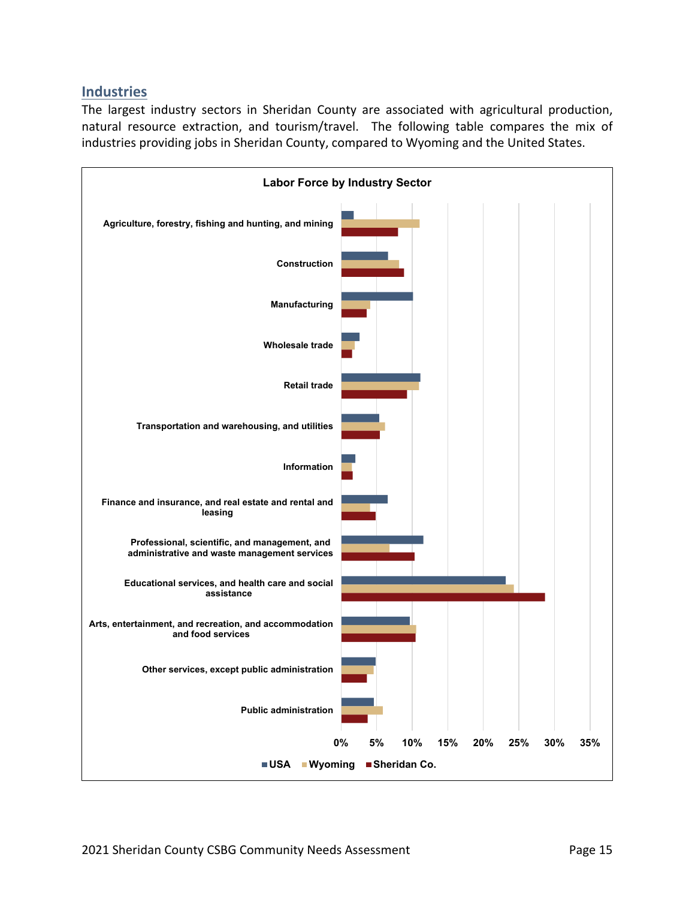## Industries

The largest industry sectors in Sheridan County are associated with agricultural production, natural resource extraction, and tourism/travel. The following table compares the mix of industries providing jobs in Sheridan County, compared to Wyoming and the United States.

**Labor Force by Industry Sector**

Categories: Agriculture, forestry, fishing and hunting, and mining; Construction; Manufacturing; Wholesale trade; Retail trade; Transportation and warehousing, and utilities; Information; Finance and insurance, and real estate and rental and leasing; Professional, scientific, and management, and administrative and waste management services; Educational services, and health care and social assistance; Arts, entertainment, and recreation, and accommodation and food services; Other services, except public administration; Public administration

Axis: 0% 5% 10% 15% 20% 25% 30% 35%

Legend: USA, Wyoming, Sheridan Co.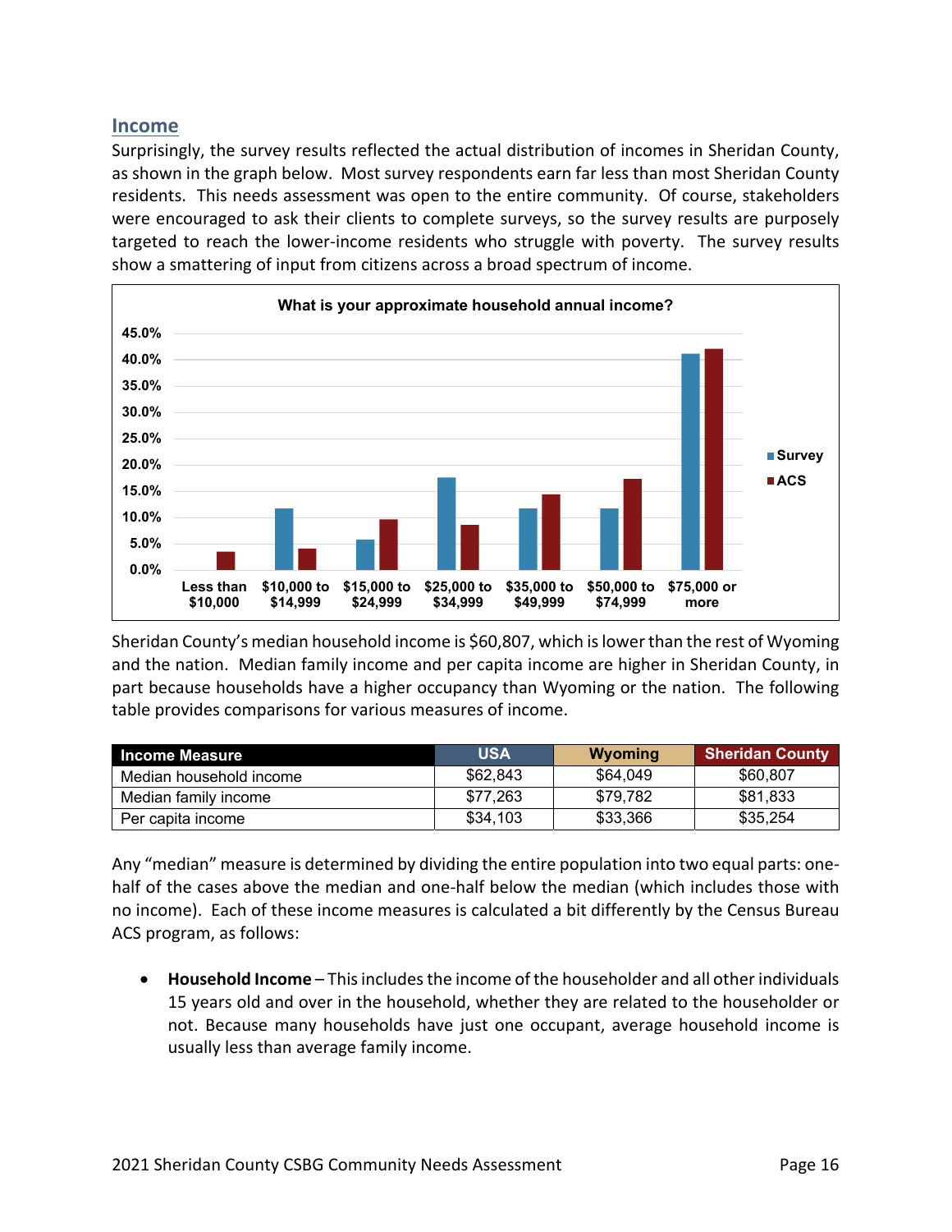## Income

Surprisingly, the survey results reflected the actual distribution of incomes in Sheridan County, as shown in the graph below. Most survey respondents earn far less than most Sheridan County residents. This needs assessment was open to the entire community. Of course, stakeholders were encouraged to ask their clients to complete surveys, so the survey results are purposely targeted to reach the lower-income residents who struggle with poverty. The survey results show a smattering of input from citizens across a broad spectrum of income.

**What is your approximate household annual income?**

| Income | Survey | ACS |
|---|---|---|
| Less than $10,000 | 0.0% | 3.5% |
| $10,000 to $14,999 | 11.8% | 4.1% |
| $15,000 to $24,999 | 5.9% | 9.6% |
| $25,000 to $34,999 | 17.6% | 8.6% |
| $35,000 to $49,999 | 11.8% | 14.4% |
| $50,000 to $74,999 | 11.8% | 17.4% |
| $75,000 or more | 41.2% | 42.0% |

Sheridan County's median household income is $60,807, which is lower than the rest of Wyoming and the nation. Median family income and per capita income are higher in Sheridan County, in part because households have a higher occupancy than Wyoming or the nation. The following table provides comparisons for various measures of income.

| Income Measure | USA | Wyoming | Sheridan County |
|---|---|---|---|
| Median household income | $62,843 | $64,049 | $60,807 |
| Median family income | $77,263 | $79,782 | $81,833 |
| Per capita income | $34,103 | $33,366 | $35,254 |

Any "median" measure is determined by dividing the entire population into two equal parts: one-half of the cases above the median and one-half below the median (which includes those with no income). Each of these income measures is calculated a bit differently by the Census Bureau ACS program, as follows:

- **Household Income** – This includes the income of the householder and all other individuals 15 years old and over in the household, whether they are related to the householder or not. Because many households have just one occupant, average household income is usually less than average family income.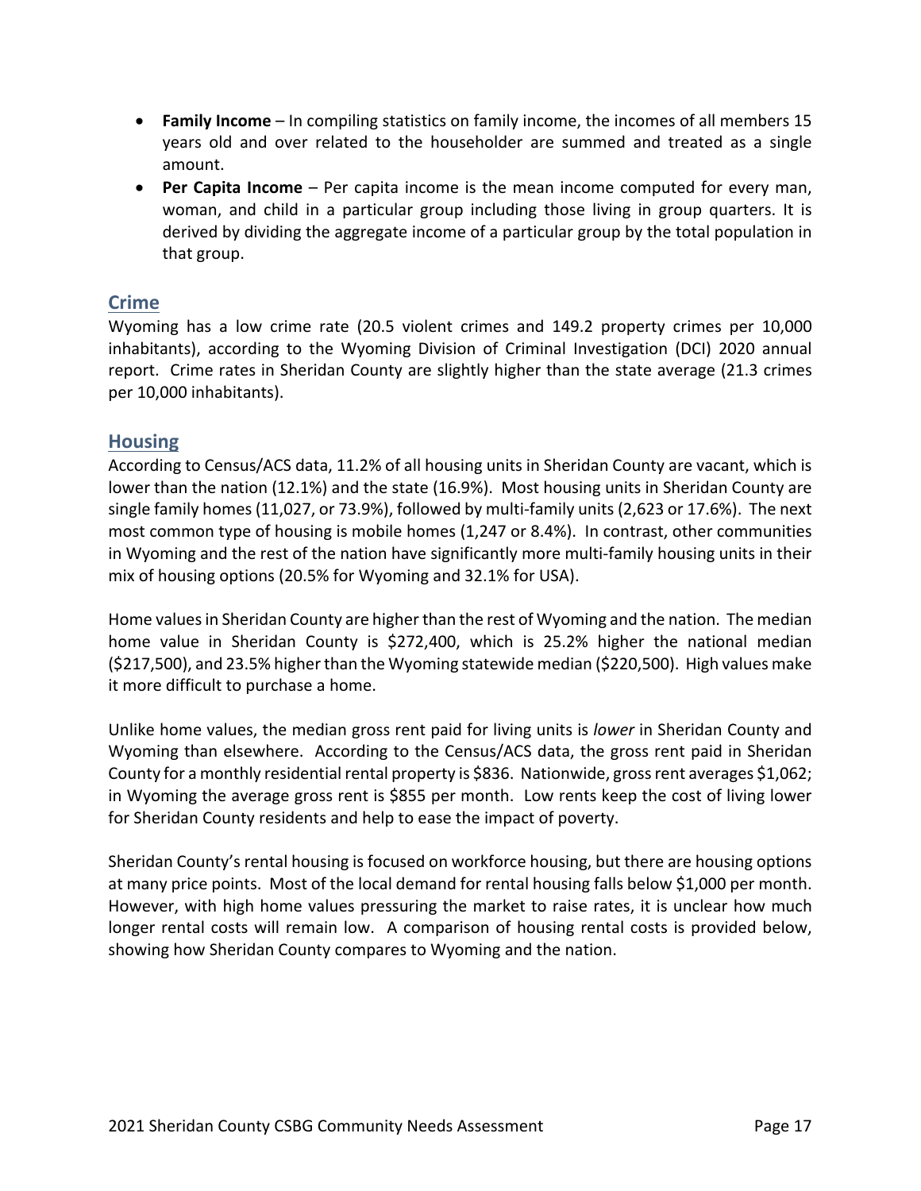- **Family Income** – In compiling statistics on family income, the incomes of all members 15 years old and over related to the householder are summed and treated as a single amount.
- **Per Capita Income** – Per capita income is the mean income computed for every man, woman, and child in a particular group including those living in group quarters. It is derived by dividing the aggregate income of a particular group by the total population in that group.

## Crime

Wyoming has a low crime rate (20.5 violent crimes and 149.2 property crimes per 10,000 inhabitants), according to the Wyoming Division of Criminal Investigation (DCI) 2020 annual report. Crime rates in Sheridan County are slightly higher than the state average (21.3 crimes per 10,000 inhabitants).

## Housing

According to Census/ACS data, 11.2% of all housing units in Sheridan County are vacant, which is lower than the nation (12.1%) and the state (16.9%). Most housing units in Sheridan County are single family homes (11,027, or 73.9%), followed by multi-family units (2,623 or 17.6%). The next most common type of housing is mobile homes (1,247 or 8.4%). In contrast, other communities in Wyoming and the rest of the nation have significantly more multi-family housing units in their mix of housing options (20.5% for Wyoming and 32.1% for USA).

Home values in Sheridan County are higher than the rest of Wyoming and the nation. The median home value in Sheridan County is $272,400, which is 25.2% higher the national median ($217,500), and 23.5% higher than the Wyoming statewide median ($220,500). High values make it more difficult to purchase a home.

Unlike home values, the median gross rent paid for living units is *lower* in Sheridan County and Wyoming than elsewhere. According to the Census/ACS data, the gross rent paid in Sheridan County for a monthly residential rental property is $836. Nationwide, gross rent averages $1,062; in Wyoming the average gross rent is $855 per month. Low rents keep the cost of living lower for Sheridan County residents and help to ease the impact of poverty.

Sheridan County's rental housing is focused on workforce housing, but there are housing options at many price points. Most of the local demand for rental housing falls below $1,000 per month. However, with high home values pressuring the market to raise rates, it is unclear how much longer rental costs will remain low. A comparison of housing rental costs is provided below, showing how Sheridan County compares to Wyoming and the nation.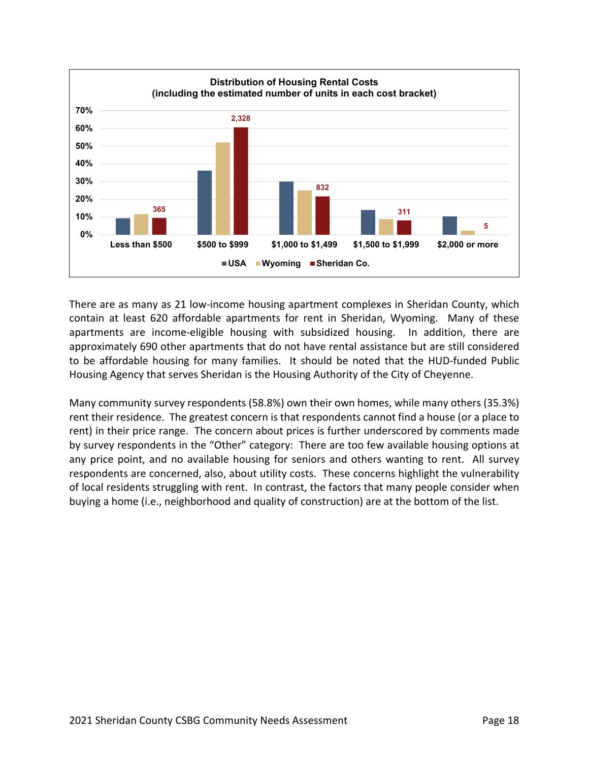**Distribution of Housing Rental Costs (including the estimated number of units in each cost bracket)**

| Cost bracket | Sheridan Co. (units) |
|---|---|
| Less than $500 | 365 |
| $500 to $999 | 2,328 |
| $1,000 to $1,499 | 832 |
| $1,500 to $1,999 | 311 |
| $2,000 or more | 5 |

There are as many as 21 low-income housing apartment complexes in Sheridan County, which contain at least 620 affordable apartments for rent in Sheridan, Wyoming. Many of these apartments are income-eligible housing with subsidized housing. In addition, there are approximately 690 other apartments that do not have rental assistance but are still considered to be affordable housing for many families. It should be noted that the HUD-funded Public Housing Agency that serves Sheridan is the Housing Authority of the City of Cheyenne.

Many community survey respondents (58.8%) own their own homes, while many others (35.3%) rent their residence. The greatest concern is that respondents cannot find a house (or a place to rent) in their price range. The concern about prices is further underscored by comments made by survey respondents in the "Other" category: There are too few available housing options at any price point, and no available housing for seniors and others wanting to rent. All survey respondents are concerned, also, about utility costs. These concerns highlight the vulnerability of local residents struggling with rent. In contrast, the factors that many people consider when buying a home (i.e., neighborhood and quality of construction) are at the bottom of the list.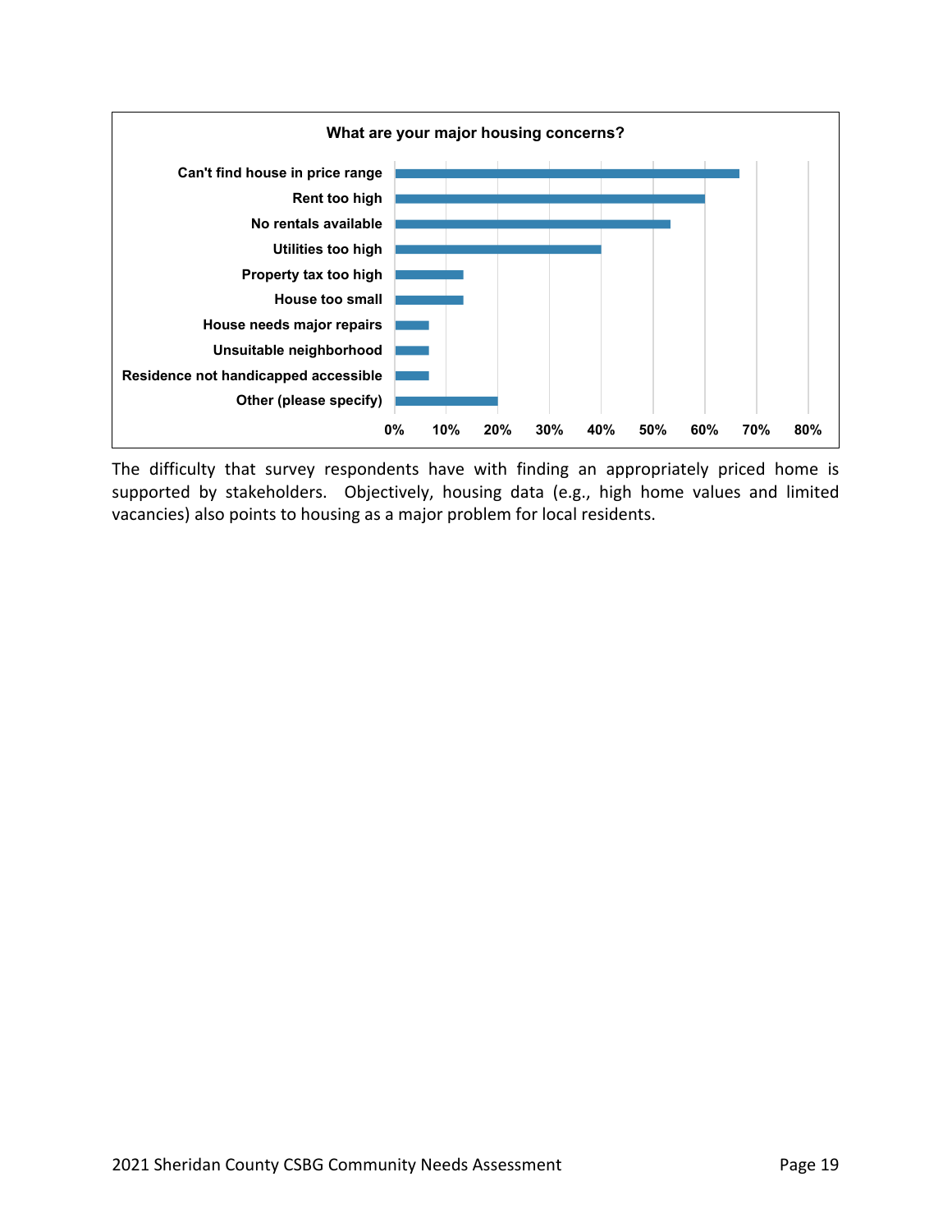**What are your major housing concerns?**

| Concern | Percent |
|---|---|
| Can't find house in price range | ~67% |
| Rent too high | ~60% |
| No rentals available | ~53% |
| Utilities too high | ~40% |
| Property tax too high | ~13% |
| House too small | ~13% |
| House needs major repairs | ~7% |
| Unsuitable neighborhood | ~7% |
| Residence not handicapped accessible | ~7% |
| Other (please specify) | ~20% |

The difficulty that survey respondents have with finding an appropriately priced home is supported by stakeholders. Objectively, housing data (e.g., high home values and limited vacancies) also points to housing as a major problem for local residents.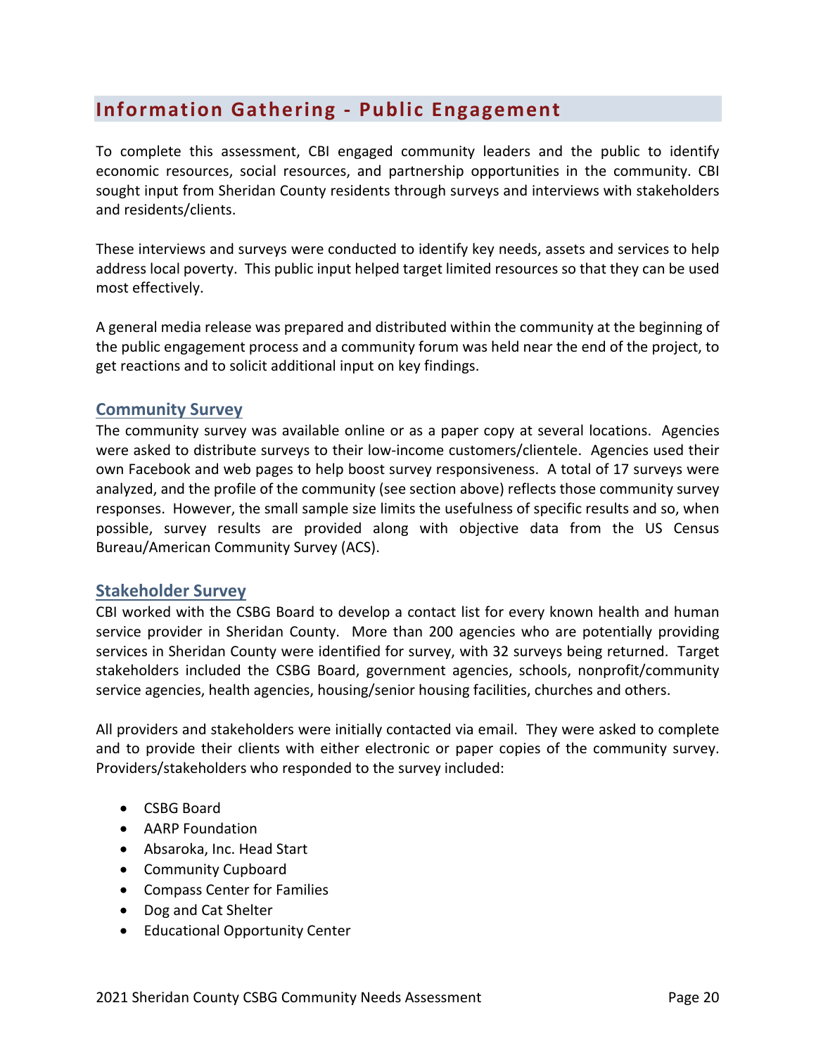## Information Gathering - Public Engagement

To complete this assessment, CBI engaged community leaders and the public to identify economic resources, social resources, and partnership opportunities in the community. CBI sought input from Sheridan County residents through surveys and interviews with stakeholders and residents/clients.

These interviews and surveys were conducted to identify key needs, assets and services to help address local poverty. This public input helped target limited resources so that they can be used most effectively.

A general media release was prepared and distributed within the community at the beginning of the public engagement process and a community forum was held near the end of the project, to get reactions and to solicit additional input on key findings.

### Community Survey

The community survey was available online or as a paper copy at several locations. Agencies were asked to distribute surveys to their low-income customers/clientele. Agencies used their own Facebook and web pages to help boost survey responsiveness. A total of 17 surveys were analyzed, and the profile of the community (see section above) reflects those community survey responses. However, the small sample size limits the usefulness of specific results and so, when possible, survey results are provided along with objective data from the US Census Bureau/American Community Survey (ACS).

### Stakeholder Survey

CBI worked with the CSBG Board to develop a contact list for every known health and human service provider in Sheridan County. More than 200 agencies who are potentially providing services in Sheridan County were identified for survey, with 32 surveys being returned. Target stakeholders included the CSBG Board, government agencies, schools, nonprofit/community service agencies, health agencies, housing/senior housing facilities, churches and others.

All providers and stakeholders were initially contacted via email. They were asked to complete and to provide their clients with either electronic or paper copies of the community survey. Providers/stakeholders who responded to the survey included:

- CSBG Board
- AARP Foundation
- Absaroka, Inc. Head Start
- Community Cupboard
- Compass Center for Families
- Dog and Cat Shelter
- Educational Opportunity Center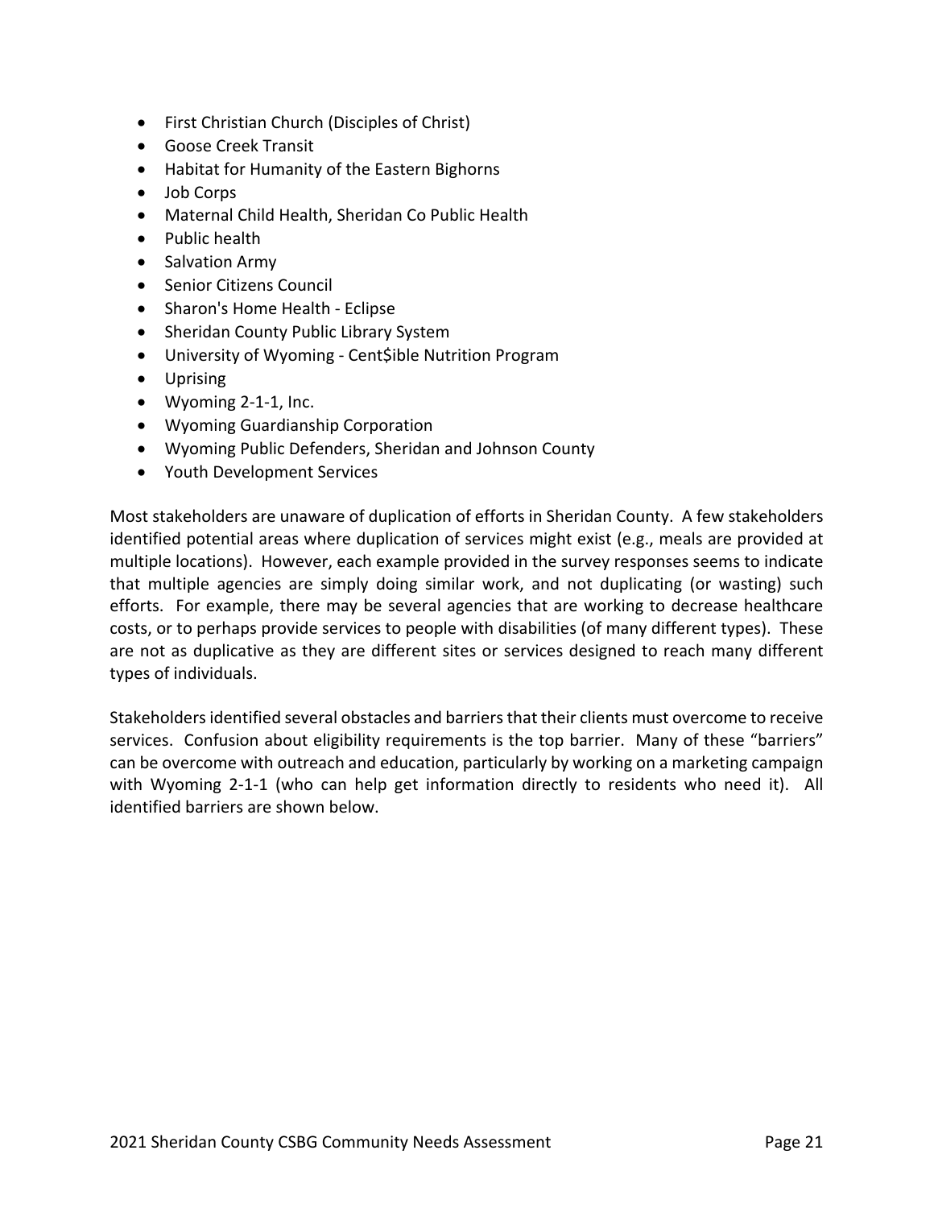- First Christian Church (Disciples of Christ)
- Goose Creek Transit
- Habitat for Humanity of the Eastern Bighorns
- Job Corps
- Maternal Child Health, Sheridan Co Public Health
- Public health
- Salvation Army
- Senior Citizens Council
- Sharon's Home Health - Eclipse
- Sheridan County Public Library System
- University of Wyoming - Cent$ible Nutrition Program
- Uprising
- Wyoming 2-1-1, Inc.
- Wyoming Guardianship Corporation
- Wyoming Public Defenders, Sheridan and Johnson County
- Youth Development Services

Most stakeholders are unaware of duplication of efforts in Sheridan County. A few stakeholders identified potential areas where duplication of services might exist (e.g., meals are provided at multiple locations). However, each example provided in the survey responses seems to indicate that multiple agencies are simply doing similar work, and not duplicating (or wasting) such efforts. For example, there may be several agencies that are working to decrease healthcare costs, or to perhaps provide services to people with disabilities (of many different types). These are not as duplicative as they are different sites or services designed to reach many different types of individuals.

Stakeholders identified several obstacles and barriers that their clients must overcome to receive services. Confusion about eligibility requirements is the top barrier. Many of these "barriers" can be overcome with outreach and education, particularly by working on a marketing campaign with Wyoming 2-1-1 (who can help get information directly to residents who need it). All identified barriers are shown below.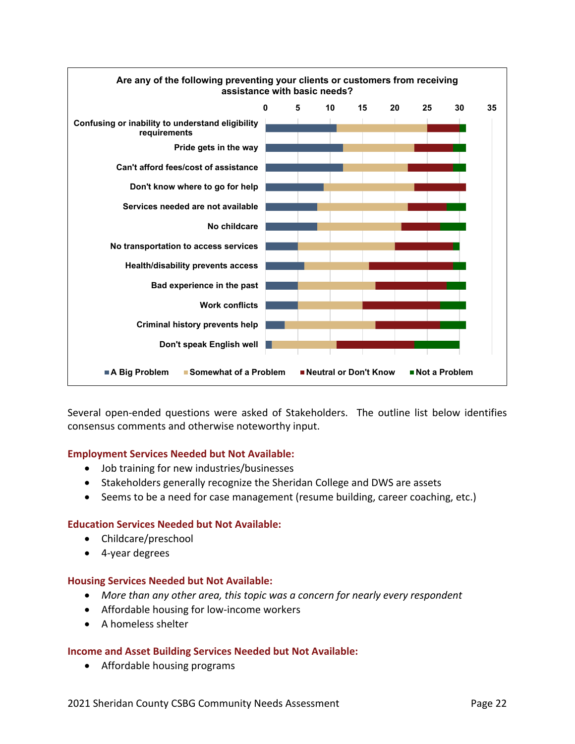**Are any of the following preventing your clients or customers from receiving assistance with basic needs?**

| | A Big Problem | Somewhat of a Problem | Neutral or Don't Know | Not a Problem |
|---|---|---|---|---|
| Confusing or inability to understand eligibility requirements | 11 | 14 | 5 | 1 |
| Pride gets in the way | 12 | 11 | 6 | 2 |
| Can't afford fees/cost of assistance | 12 | 10 | 7 | 2 |
| Don't know where to go for help | 9 | 14 | 8 | 0 |
| Services needed are not available | 8 | 14 | 6 | 3 |
| No childcare | 8 | 13 | 6 | 4 |
| No transportation to access services | 5 | 15 | 9 | 1 |
| Health/disability prevents access | 6 | 10 | 13 | 2 |
| Bad experience in the past | 5 | 12 | 11 | 3 |
| Work conflicts | 5 | 10 | 12 | 4 |
| Criminal history prevents help | 3 | 14 | 10 | 4 |
| Don't speak English well | 1 | 10 | 12 | 7 |

Several open-ended questions were asked of Stakeholders. The outline list below identifies consensus comments and otherwise noteworthy input.

**Employment Services Needed but Not Available:**

- Job training for new industries/businesses
- Stakeholders generally recognize the Sheridan College and DWS are assets
- Seems to be a need for case management (resume building, career coaching, etc.)

**Education Services Needed but Not Available:**

- Childcare/preschool
- 4-year degrees

**Housing Services Needed but Not Available:**

- *More than any other area, this topic was a concern for nearly every respondent*
- Affordable housing for low-income workers
- A homeless shelter

**Income and Asset Building Services Needed but Not Available:**

- Affordable housing programs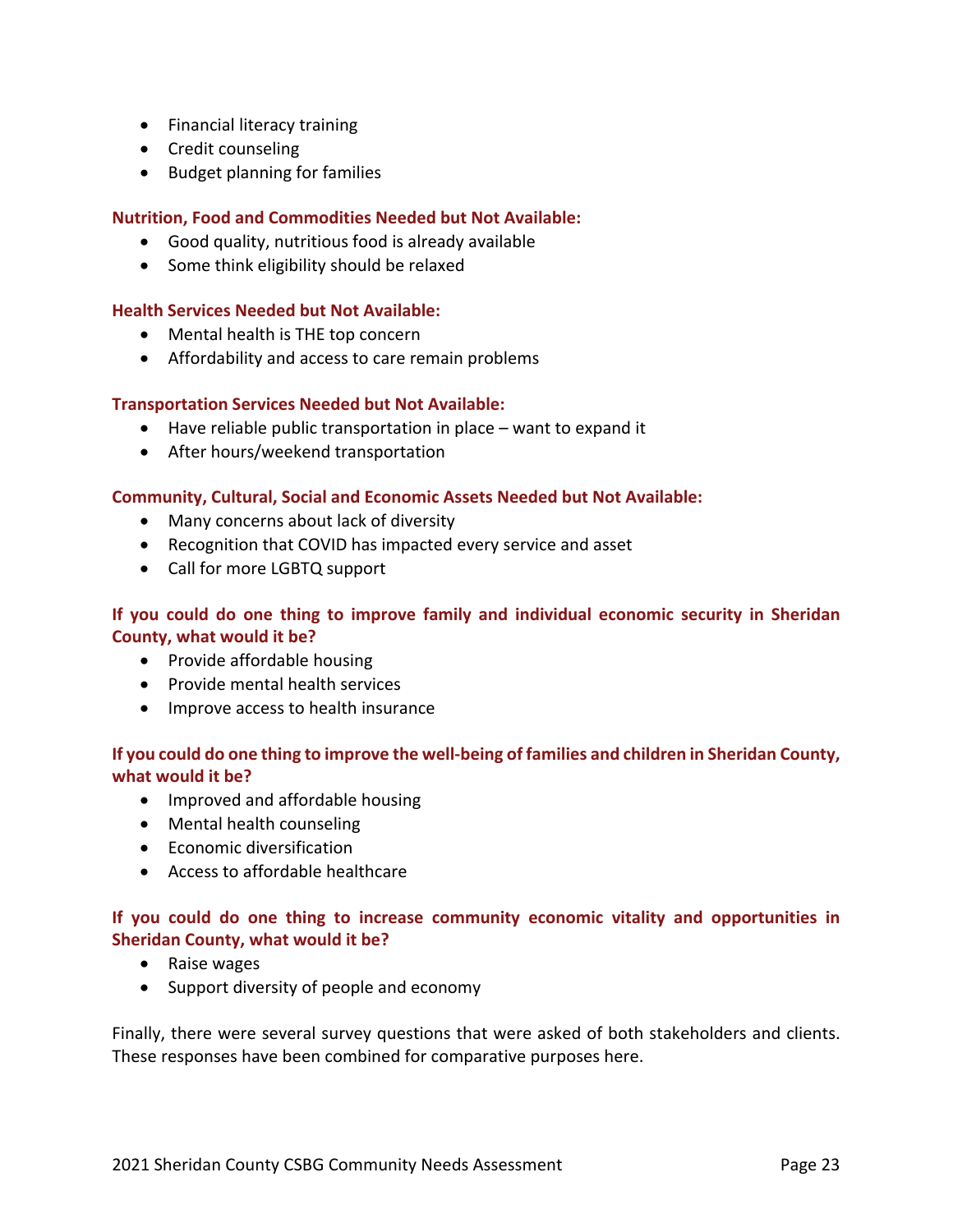- Financial literacy training
- Credit counseling
- Budget planning for families

**Nutrition, Food and Commodities Needed but Not Available:**

- Good quality, nutritious food is already available
- Some think eligibility should be relaxed

**Health Services Needed but Not Available:**

- Mental health is THE top concern
- Affordability and access to care remain problems

**Transportation Services Needed but Not Available:**

- Have reliable public transportation in place – want to expand it
- After hours/weekend transportation

**Community, Cultural, Social and Economic Assets Needed but Not Available:**

- Many concerns about lack of diversity
- Recognition that COVID has impacted every service and asset
- Call for more LGBTQ support

**If you could do one thing to improve family and individual economic security in Sheridan County, what would it be?**

- Provide affordable housing
- Provide mental health services
- Improve access to health insurance

**If you could do one thing to improve the well-being of families and children in Sheridan County, what would it be?**

- Improved and affordable housing
- Mental health counseling
- Economic diversification
- Access to affordable healthcare

**If you could do one thing to increase community economic vitality and opportunities in Sheridan County, what would it be?**

- Raise wages
- Support diversity of people and economy

Finally, there were several survey questions that were asked of both stakeholders and clients. These responses have been combined for comparative purposes here.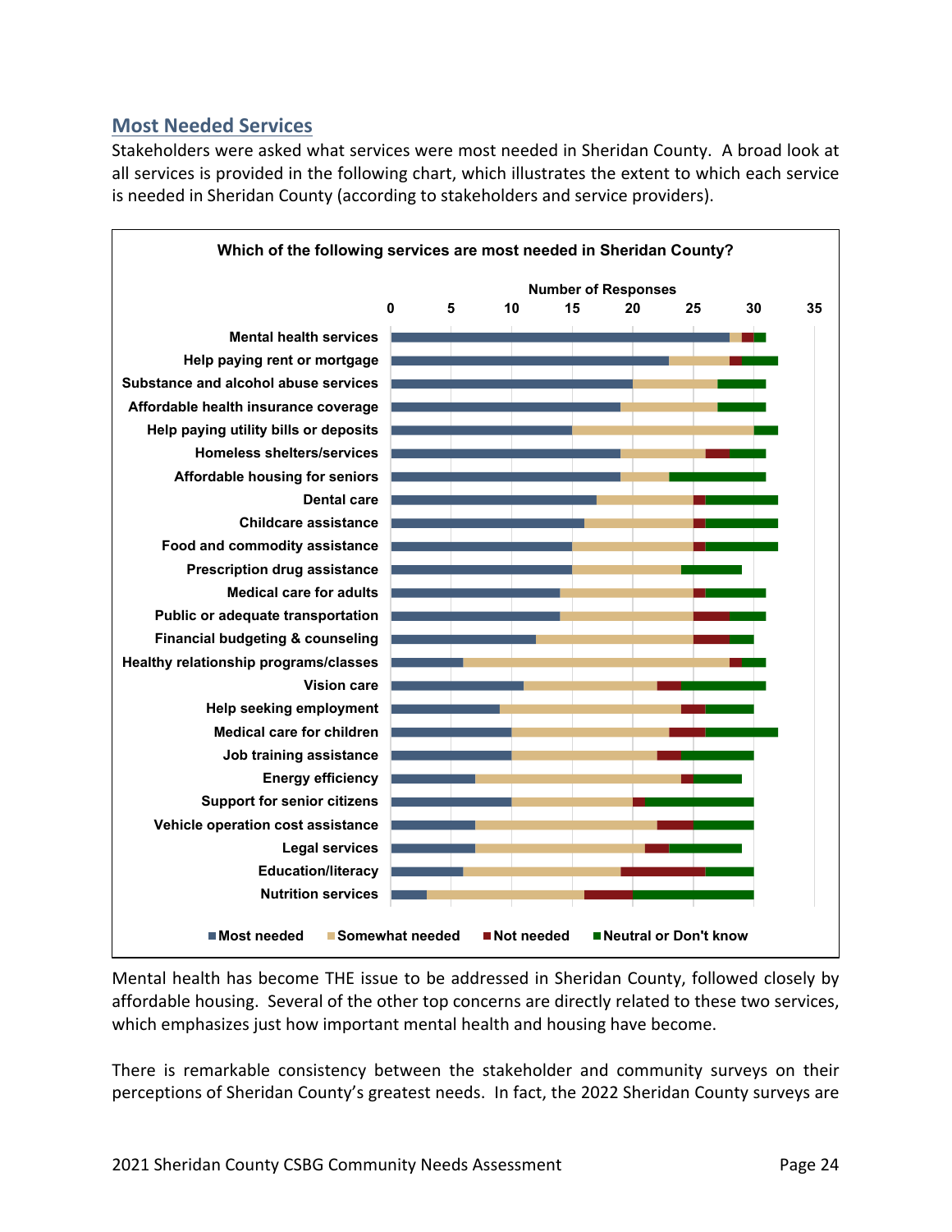## Most Needed Services

Stakeholders were asked what services were most needed in Sheridan County. A broad look at all services is provided in the following chart, which illustrates the extent to which each service is needed in Sheridan County (according to stakeholders and service providers).

**Which of the following services are most needed in Sheridan County?**

| Service | Most needed | Somewhat needed | Not needed | Neutral or Don't know |
|---|---|---|---|---|
| Mental health services | 28 | 1 | 1 | 1 |
| Help paying rent or mortgage | 23 | 5 | 1 | 3 |
| Substance and alcohol abuse services | 20 | 7 | 0 | 4 |
| Affordable health insurance coverage | 19 | 8 | 0 | 4 |
| Help paying utility bills or deposits | 15 | 15 | 0 | 2 |
| Homeless shelters/services | 19 | 7 | 2 | 3 |
| Affordable housing for seniors | 19 | 4 | 0 | 8 |
| Dental care | 17 | 8 | 1 | 6 |
| Childcare assistance | 16 | 9 | 1 | 6 |
| Food and commodity assistance | 15 | 10 | 1 | 6 |
| Prescription drug assistance | 15 | 9 | 0 | 5 |
| Medical care for adults | 14 | 11 | 1 | 5 |
| Public or adequate transportation | 14 | 11 | 3 | 3 |
| Financial budgeting & counseling | 12 | 13 | 3 | 2 |
| Healthy relationship programs/classes | 6 | 22 | 1 | 2 |
| Vision care | 11 | 11 | 2 | 7 |
| Help seeking employment | 9 | 15 | 2 | 4 |
| Medical care for children | 10 | 13 | 3 | 6 |
| Job training assistance | 10 | 12 | 2 | 6 |
| Energy efficiency | 7 | 17 | 1 | 4 |
| Support for senior citizens | 10 | 10 | 1 | 9 |
| Vehicle operation cost assistance | 7 | 15 | 3 | 5 |
| Legal services | 7 | 14 | 2 | 6 |
| Education/literacy | 6 | 13 | 7 | 4 |
| Nutrition services | 3 | 13 | 4 | 10 |

Mental health has become THE issue to be addressed in Sheridan County, followed closely by affordable housing. Several of the other top concerns are directly related to these two services, which emphasizes just how important mental health and housing have become.

There is remarkable consistency between the stakeholder and community surveys on their perceptions of Sheridan County's greatest needs. In fact, the 2022 Sheridan County surveys are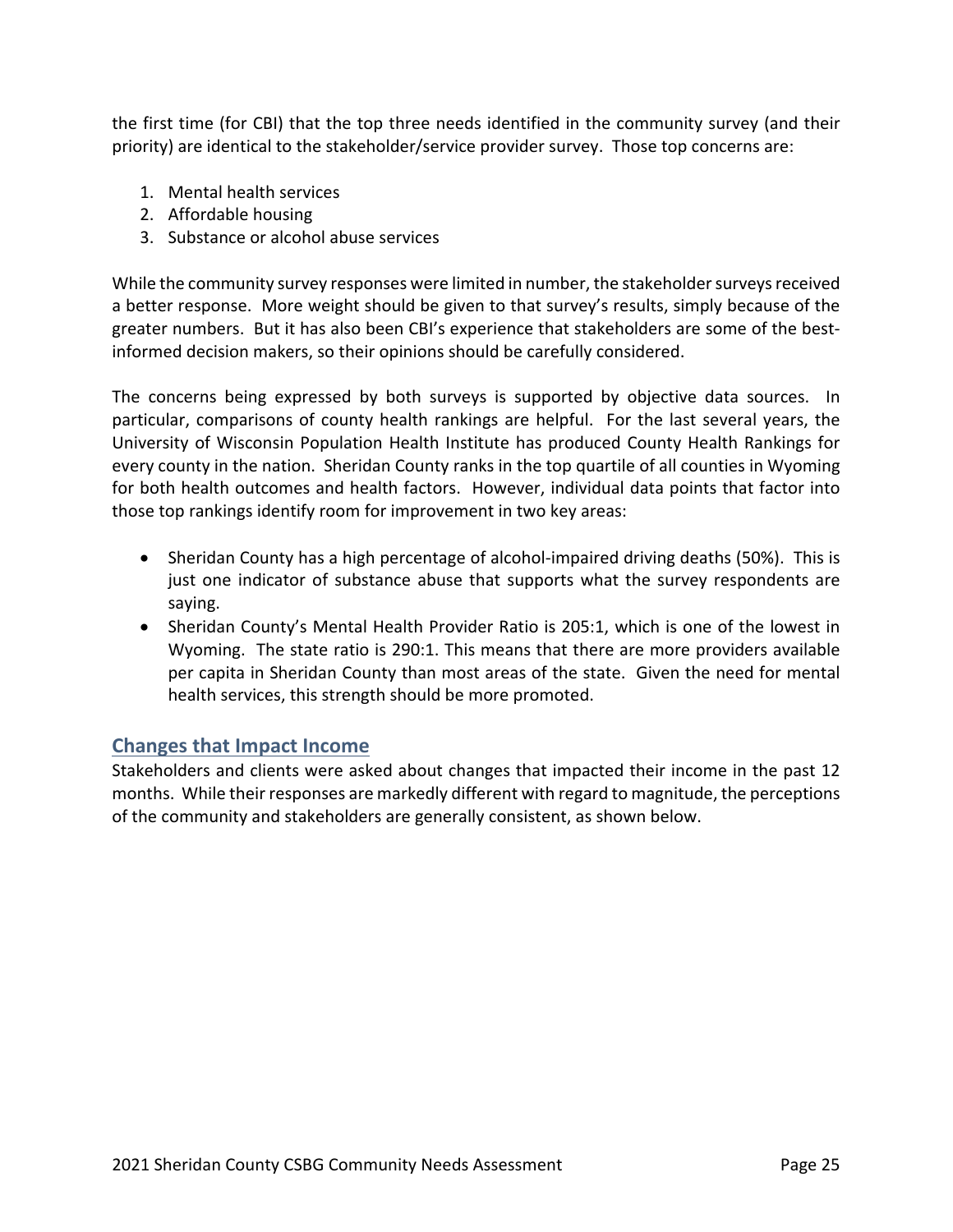the first time (for CBI) that the top three needs identified in the community survey (and their priority) are identical to the stakeholder/service provider survey. Those top concerns are:

1. Mental health services
2. Affordable housing
3. Substance or alcohol abuse services

While the community survey responses were limited in number, the stakeholder surveys received a better response. More weight should be given to that survey's results, simply because of the greater numbers. But it has also been CBI's experience that stakeholders are some of the best-informed decision makers, so their opinions should be carefully considered.

The concerns being expressed by both surveys is supported by objective data sources. In particular, comparisons of county health rankings are helpful. For the last several years, the University of Wisconsin Population Health Institute has produced County Health Rankings for every county in the nation. Sheridan County ranks in the top quartile of all counties in Wyoming for both health outcomes and health factors. However, individual data points that factor into those top rankings identify room for improvement in two key areas:

- Sheridan County has a high percentage of alcohol-impaired driving deaths (50%). This is just one indicator of substance abuse that supports what the survey respondents are saying.
- Sheridan County's Mental Health Provider Ratio is 205:1, which is one of the lowest in Wyoming. The state ratio is 290:1. This means that there are more providers available per capita in Sheridan County than most areas of the state. Given the need for mental health services, this strength should be more promoted.

## Changes that Impact Income

Stakeholders and clients were asked about changes that impacted their income in the past 12 months. While their responses are markedly different with regard to magnitude, the perceptions of the community and stakeholders are generally consistent, as shown below.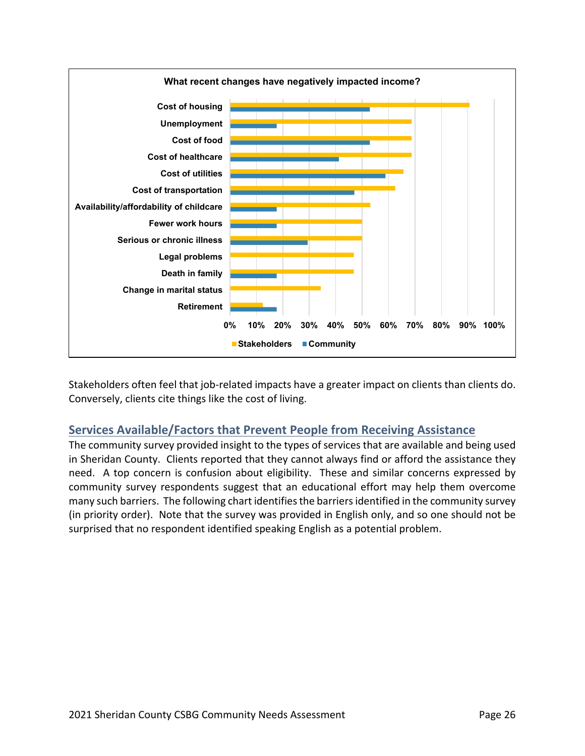**What recent changes have negatively impacted income?**

| Change | Stakeholders | Community |
|---|---|---|
| Cost of housing | ~91% | ~53% |
| Unemployment | ~69% | ~18% |
| Cost of food | ~69% | ~53% |
| Cost of healthcare | ~69% | ~41% |
| Cost of utilities | ~66% | ~59% |
| Cost of transportation | ~63% | ~47% |
| Availability/affordability of childcare | ~53% | ~18% |
| Fewer work hours | ~50% | ~18% |
| Serious or chronic illness | ~50% | ~29% |
| Legal problems | ~47% | 0% |
| Death in family | ~47% | ~18% |
| Change in marital status | ~34% | 0% |
| Retirement | ~13% | ~18% |

Stakeholders often feel that job-related impacts have a greater impact on clients than clients do. Conversely, clients cite things like the cost of living.

## Services Available/Factors that Prevent People from Receiving Assistance

The community survey provided insight to the types of services that are available and being used in Sheridan County. Clients reported that they cannot always find or afford the assistance they need. A top concern is confusion about eligibility. These and similar concerns expressed by community survey respondents suggest that an educational effort may help them overcome many such barriers. The following chart identifies the barriers identified in the community survey (in priority order). Note that the survey was provided in English only, and so one should not be surprised that no respondent identified speaking English as a potential problem.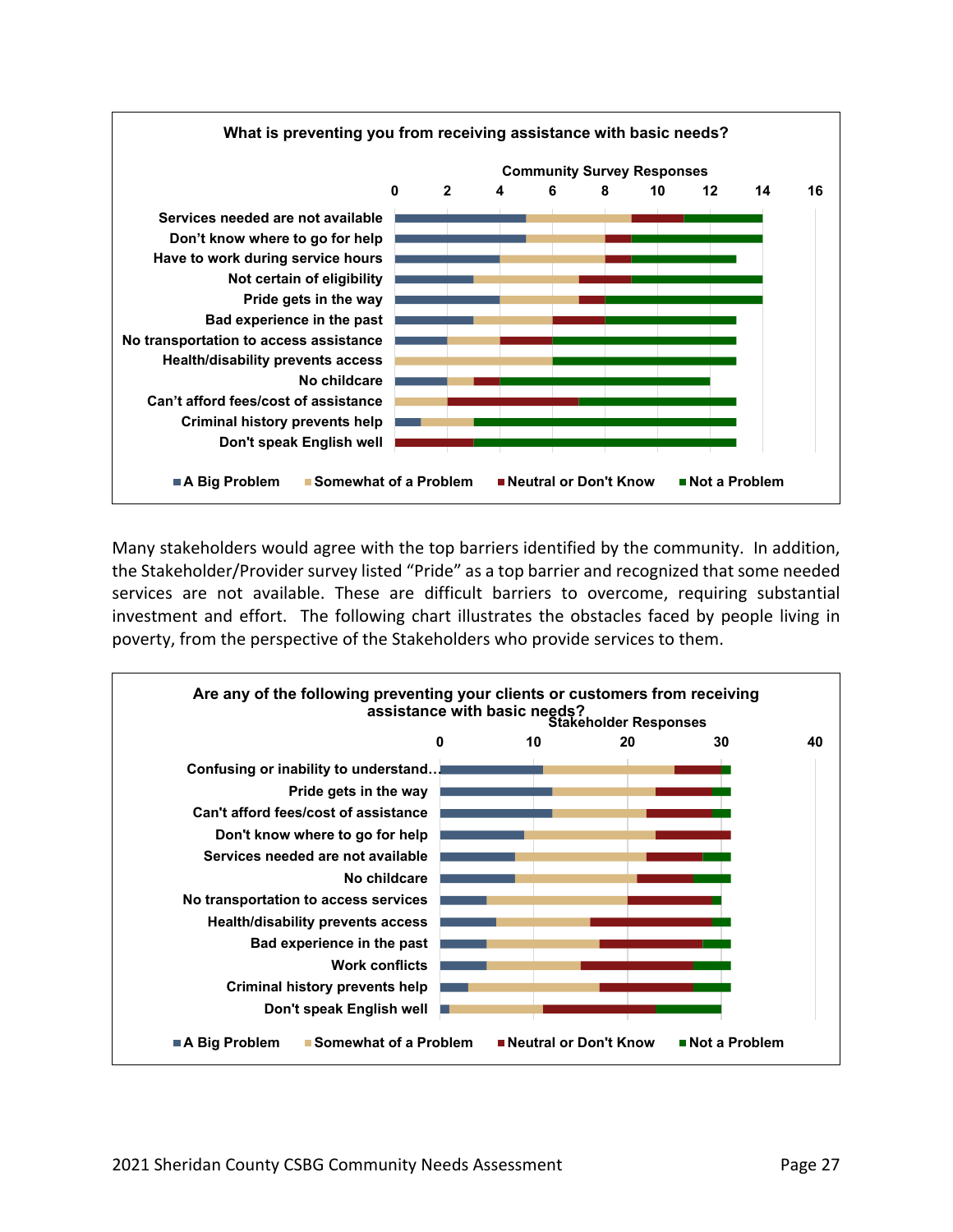**What is preventing you from receiving assistance with basic needs?**

Community Survey Responses

| Barrier | A Big Problem | Somewhat of a Problem | Neutral or Don't Know | Not a Problem |
|---|---|---|---|---|
| Services needed are not available | 5 | 4 | 2 | 3 |
| Don't know where to go for help | 5 | 3 | 1 | 5 |
| Have to work during service hours | 4 | 4 | 1 | 4 |
| Not certain of eligibility | 3 | 4 | 2 | 5 |
| Pride gets in the way | 4 | 3 | 1 | 6 |
| Bad experience in the past | 3 | 3 | 2 | 5 |
| No transportation to access assistance | 2 | 2 | 2 | 7 |
| Health/disability prevents access | 0 | 6 | 0 | 7 |
| No childcare | 2 | 1 | 1 | 8 |
| Can't afford fees/cost of assistance | 0 | 2 | 5 | 6 |
| Criminal history prevents help | 1 | 2 | 0 | 10 |
| Don't speak English well | 0 | 0 | 3 | 10 |

Many stakeholders would agree with the top barriers identified by the community. In addition, the Stakeholder/Provider survey listed "Pride" as a top barrier and recognized that some needed services are not available. These are difficult barriers to overcome, requiring substantial investment and effort. The following chart illustrates the obstacles faced by people living in poverty, from the perspective of the Stakeholders who provide services to them.

**Are any of the following preventing your clients or customers from receiving assistance with basic needs?**

Stakeholder Responses

| Barrier | A Big Problem | Somewhat of a Problem | Neutral or Don't Know | Not a Problem |
|---|---|---|---|---|
| Confusing or inability to understand… | 11 | 14 | 5 | 1 |
| Pride gets in the way | 12 | 11 | 6 | 2 |
| Can't afford fees/cost of assistance | 12 | 10 | 7 | 2 |
| Don't know where to go for help | 9 | 14 | 8 | 0 |
| Services needed are not available | 8 | 14 | 6 | 3 |
| No childcare | 8 | 13 | 6 | 4 |
| No transportation to access services | 5 | 15 | 9 | 1 |
| Health/disability prevents access | 6 | 10 | 13 | 2 |
| Bad experience in the past | 5 | 12 | 11 | 3 |
| Work conflicts | 5 | 10 | 12 | 4 |
| Criminal history prevents help | 3 | 14 | 10 | 4 |
| Don't speak English well | 1 | 10 | 12 | 7 |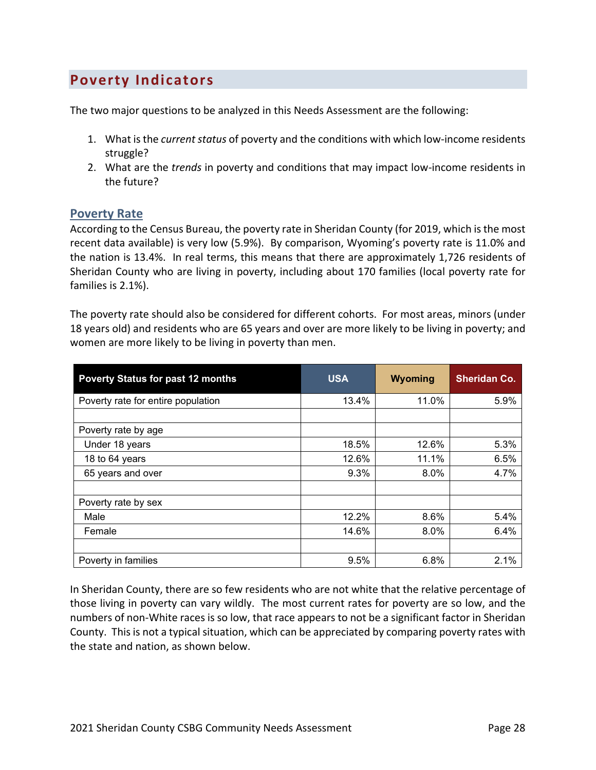## Poverty Indicators

The two major questions to be analyzed in this Needs Assessment are the following:

1. What is the *current status* of poverty and the conditions with which low-income residents struggle?
2. What are the *trends* in poverty and conditions that may impact low-income residents in the future?

### Poverty Rate

According to the Census Bureau, the poverty rate in Sheridan County (for 2019, which is the most recent data available) is very low (5.9%). By comparison, Wyoming's poverty rate is 11.0% and the nation is 13.4%. In real terms, this means that there are approximately 1,726 residents of Sheridan County who are living in poverty, including about 170 families (local poverty rate for families is 2.1%).

The poverty rate should also be considered for different cohorts. For most areas, minors (under 18 years old) and residents who are 65 years and over are more likely to be living in poverty; and women are more likely to be living in poverty than men.

| Poverty Status for past 12 months | USA | Wyoming | Sheridan Co. |
|---|---|---|---|
| Poverty rate for entire population | 13.4% | 11.0% | 5.9% |
| | | | |
| Poverty rate by age | | | |
| Under 18 years | 18.5% | 12.6% | 5.3% |
| 18 to 64 years | 12.6% | 11.1% | 6.5% |
| 65 years and over | 9.3% | 8.0% | 4.7% |
| | | | |
| Poverty rate by sex | | | |
| Male | 12.2% | 8.6% | 5.4% |
| Female | 14.6% | 8.0% | 6.4% |
| | | | |
| Poverty in families | 9.5% | 6.8% | 2.1% |

In Sheridan County, there are so few residents who are not white that the relative percentage of those living in poverty can vary wildly. The most current rates for poverty are so low, and the numbers of non-White races is so low, that race appears to not be a significant factor in Sheridan County. This is not a typical situation, which can be appreciated by comparing poverty rates with the state and nation, as shown below.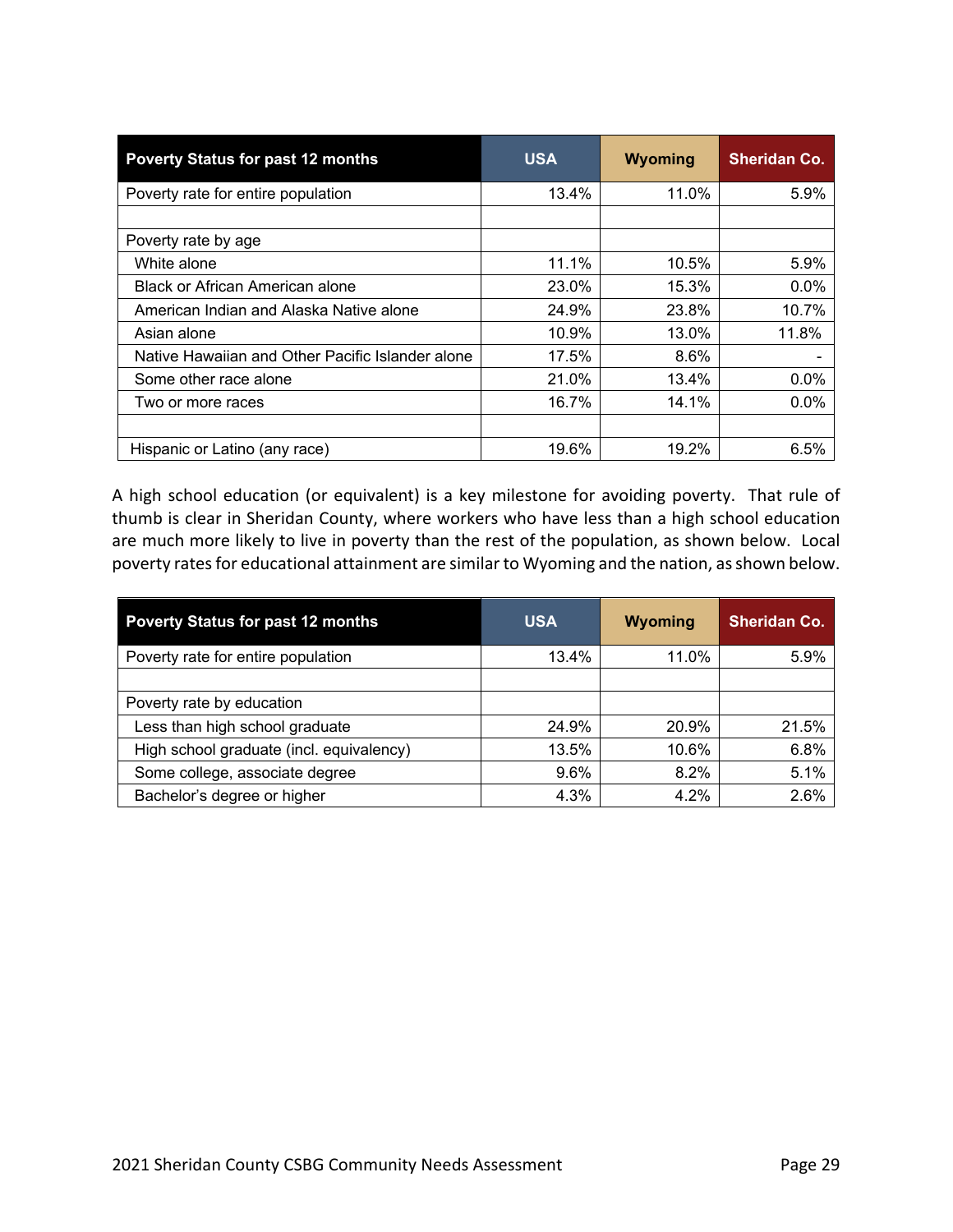| Poverty Status for past 12 months | USA | Wyoming | Sheridan Co. |
|---|---|---|---|
| Poverty rate for entire population | 13.4% | 11.0% | 5.9% |
| | | | |
| Poverty rate by age | | | |
| White alone | 11.1% | 10.5% | 5.9% |
| Black or African American alone | 23.0% | 15.3% | 0.0% |
| American Indian and Alaska Native alone | 24.9% | 23.8% | 10.7% |
| Asian alone | 10.9% | 13.0% | 11.8% |
| Native Hawaiian and Other Pacific Islander alone | 17.5% | 8.6% | - |
| Some other race alone | 21.0% | 13.4% | 0.0% |
| Two or more races | 16.7% | 14.1% | 0.0% |
| | | | |
| Hispanic or Latino (any race) | 19.6% | 19.2% | 6.5% |

A high school education (or equivalent) is a key milestone for avoiding poverty. That rule of thumb is clear in Sheridan County, where workers who have less than a high school education are much more likely to live in poverty than the rest of the population, as shown below. Local poverty rates for educational attainment are similar to Wyoming and the nation, as shown below.

| Poverty Status for past 12 months | USA | Wyoming | Sheridan Co. |
|---|---|---|---|
| Poverty rate for entire population | 13.4% | 11.0% | 5.9% |
| | | | |
| Poverty rate by education | | | |
| Less than high school graduate | 24.9% | 20.9% | 21.5% |
| High school graduate (incl. equivalency) | 13.5% | 10.6% | 6.8% |
| Some college, associate degree | 9.6% | 8.2% | 5.1% |
| Bachelor's degree or higher | 4.3% | 4.2% | 2.6% |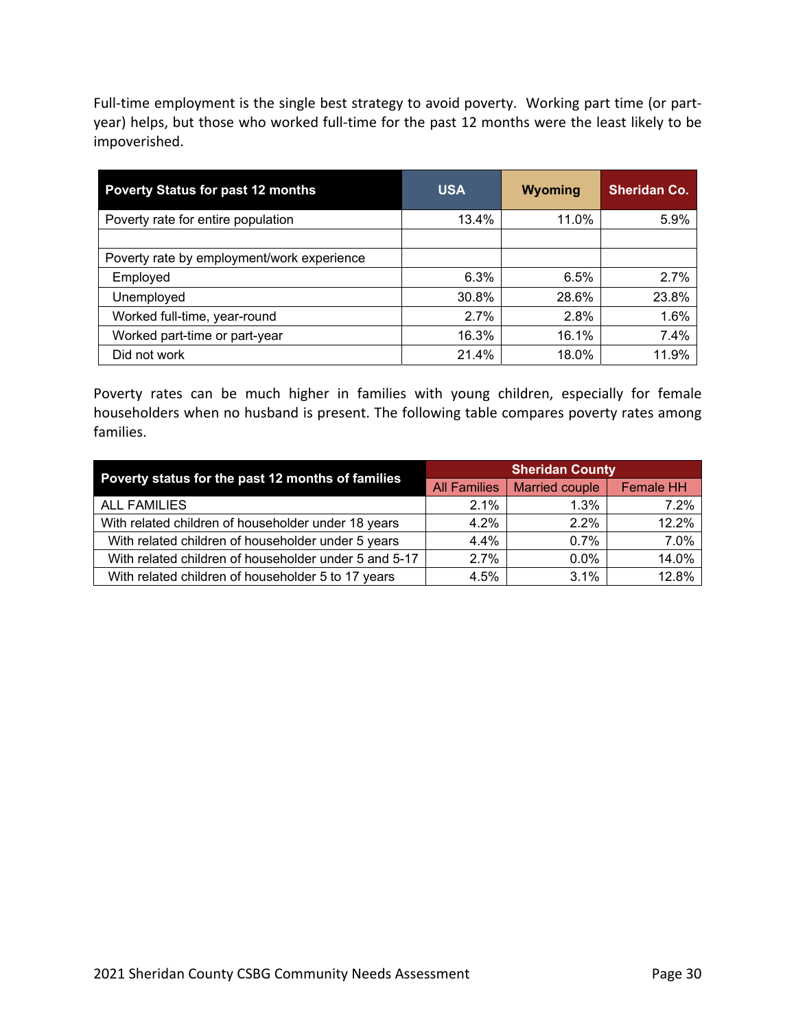Full-time employment is the single best strategy to avoid poverty. Working part time (or part-year) helps, but those who worked full-time for the past 12 months were the least likely to be impoverished.

| Poverty Status for past 12 months | USA | Wyoming | Sheridan Co. |
|---|---|---|---|
| Poverty rate for entire population | 13.4% | 11.0% | 5.9% |
| | | | |
| Poverty rate by employment/work experience | | | |
| Employed | 6.3% | 6.5% | 2.7% |
| Unemployed | 30.8% | 28.6% | 23.8% |
| Worked full-time, year-round | 2.7% | 2.8% | 1.6% |
| Worked part-time or part-year | 16.3% | 16.1% | 7.4% |
| Did not work | 21.4% | 18.0% | 11.9% |

Poverty rates can be much higher in families with young children, especially for female householders when no husband is present. The following table compares poverty rates among families.

| Poverty status for the past 12 months of families | Sheridan County | | |
|---|---|---|---|
| | All Families | Married couple | Female HH |
| ALL FAMILIES | 2.1% | 1.3% | 7.2% |
| With related children of householder under 18 years | 4.2% | 2.2% | 12.2% |
| With related children of householder under 5 years | 4.4% | 0.7% | 7.0% |
| With related children of householder under 5 and 5-17 | 2.7% | 0.0% | 14.0% |
| With related children of householder 5 to 17 years | 4.5% | 3.1% | 12.8% |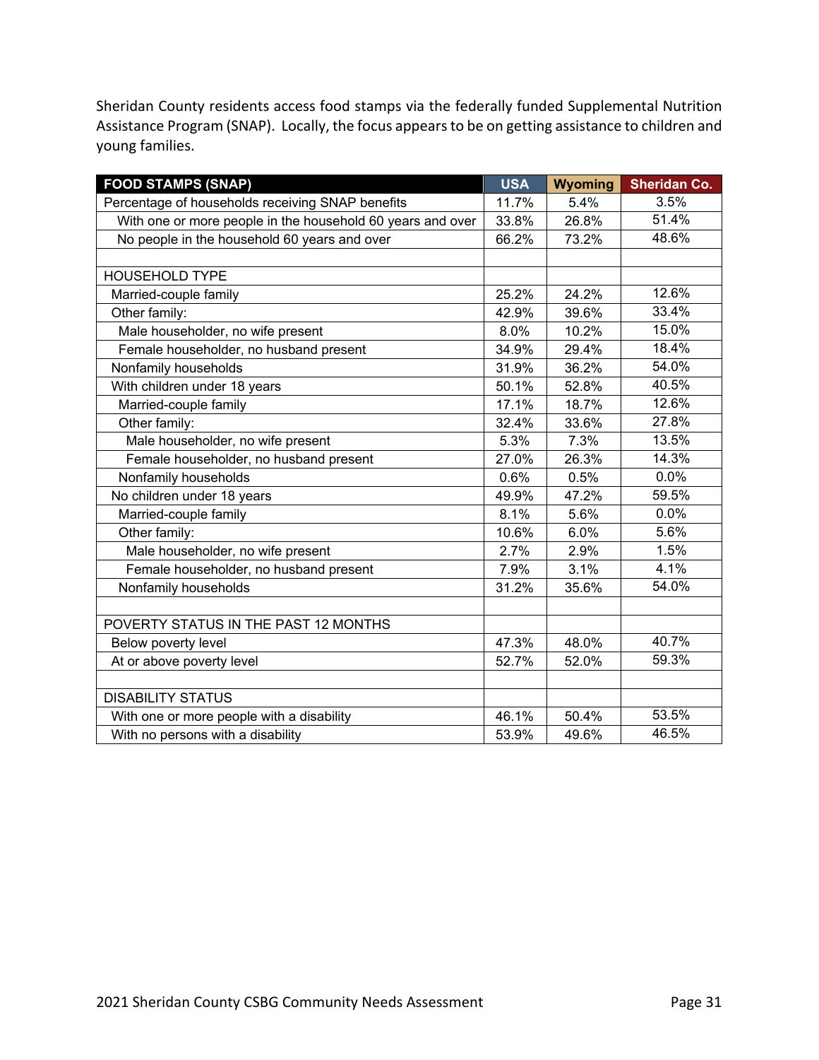Sheridan County residents access food stamps via the federally funded Supplemental Nutrition Assistance Program (SNAP). Locally, the focus appears to be on getting assistance to children and young families.

| FOOD STAMPS (SNAP) | USA | Wyoming | Sheridan Co. |
|---|---|---|---|
| Percentage of households receiving SNAP benefits | 11.7% | 5.4% | 3.5% |
| With one or more people in the household 60 years and over | 33.8% | 26.8% | 51.4% |
| No people in the household 60 years and over | 66.2% | 73.2% | 48.6% |
| | | | |
| HOUSEHOLD TYPE | | | |
| Married-couple family | 25.2% | 24.2% | 12.6% |
| Other family: | 42.9% | 39.6% | 33.4% |
| Male householder, no wife present | 8.0% | 10.2% | 15.0% |
| Female householder, no husband present | 34.9% | 29.4% | 18.4% |
| Nonfamily households | 31.9% | 36.2% | 54.0% |
| With children under 18 years | 50.1% | 52.8% | 40.5% |
| Married-couple family | 17.1% | 18.7% | 12.6% |
| Other family: | 32.4% | 33.6% | 27.8% |
| Male householder, no wife present | 5.3% | 7.3% | 13.5% |
| Female householder, no husband present | 27.0% | 26.3% | 14.3% |
| Nonfamily households | 0.6% | 0.5% | 0.0% |
| No children under 18 years | 49.9% | 47.2% | 59.5% |
| Married-couple family | 8.1% | 5.6% | 0.0% |
| Other family: | 10.6% | 6.0% | 5.6% |
| Male householder, no wife present | 2.7% | 2.9% | 1.5% |
| Female householder, no husband present | 7.9% | 3.1% | 4.1% |
| Nonfamily households | 31.2% | 35.6% | 54.0% |
| | | | |
| POVERTY STATUS IN THE PAST 12 MONTHS | | | |
| Below poverty level | 47.3% | 48.0% | 40.7% |
| At or above poverty level | 52.7% | 52.0% | 59.3% |
| | | | |
| DISABILITY STATUS | | | |
| With one or more people with a disability | 46.1% | 50.4% | 53.5% |
| With no persons with a disability | 53.9% | 49.6% | 46.5% |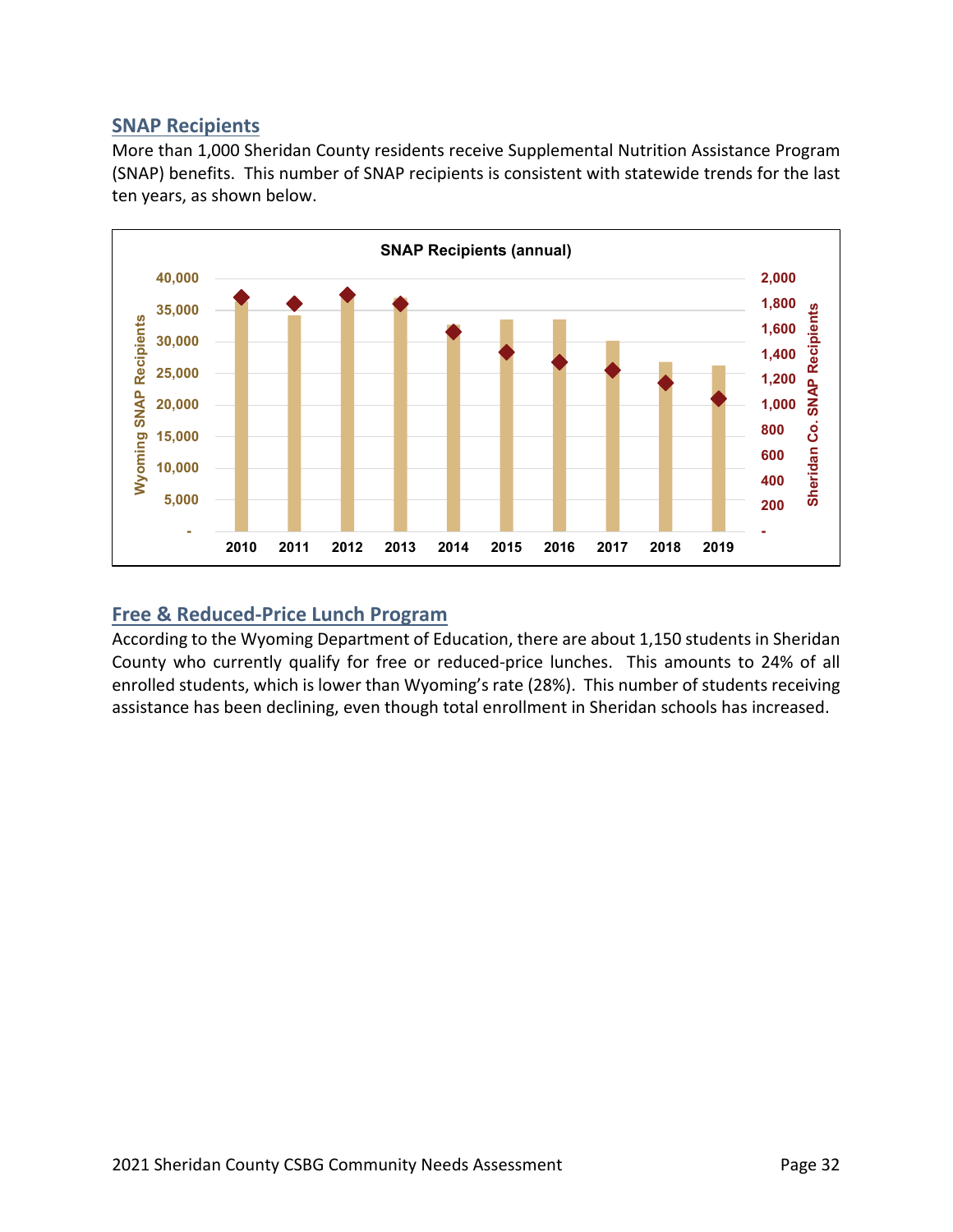## SNAP Recipients

More than 1,000 Sheridan County residents receive Supplemental Nutrition Assistance Program (SNAP) benefits. This number of SNAP recipients is consistent with statewide trends for the last ten years, as shown below.

## Free & Reduced-Price Lunch Program

According to the Wyoming Department of Education, there are about 1,150 students in Sheridan County who currently qualify for free or reduced-price lunches. This amounts to 24% of all enrolled students, which is lower than Wyoming's rate (28%). This number of students receiving assistance has been declining, even though total enrollment in Sheridan schools has increased.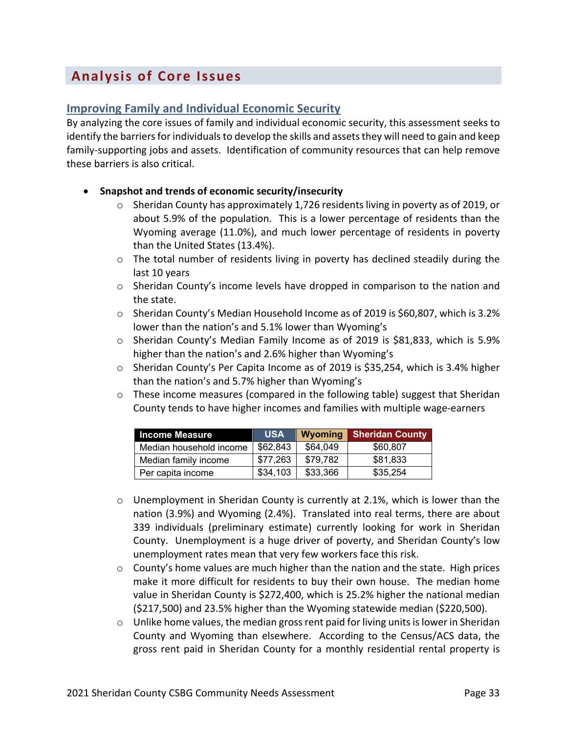## Analysis of Core Issues

### Improving Family and Individual Economic Security

By analyzing the core issues of family and individual economic security, this assessment seeks to identify the barriers for individuals to develop the skills and assets they will need to gain and keep family-supporting jobs and assets. Identification of community resources that can help remove these barriers is also critical.

- **Snapshot and trends of economic security/insecurity**
  - Sheridan County has approximately 1,726 residents living in poverty as of 2019, or about 5.9% of the population. This is a lower percentage of residents than the Wyoming average (11.0%), and much lower percentage of residents in poverty than the United States (13.4%).
  - The total number of residents living in poverty has declined steadily during the last 10 years
  - Sheridan County's income levels have dropped in comparison to the nation and the state.
  - Sheridan County's Median Household Income as of 2019 is $60,807, which is 3.2% lower than the nation's and 5.1% lower than Wyoming's
  - Sheridan County's Median Family Income as of 2019 is $81,833, which is 5.9% higher than the nation's and 2.6% higher than Wyoming's
  - Sheridan County's Per Capita Income as of 2019 is $35,254, which is 3.4% higher than the nation's and 5.7% higher than Wyoming's
  - These income measures (compared in the following table) suggest that Sheridan County tends to have higher incomes and families with multiple wage-earners

| Income Measure | USA | Wyoming | Sheridan County |
|---|---|---|---|
| Median household income | $62,843 | $64,049 | $60,807 |
| Median family income | $77,263 | $79,782 | $81,833 |
| Per capita income | $34,103 | $33,366 | $35,254 |

  - Unemployment in Sheridan County is currently at 2.1%, which is lower than the nation (3.9%) and Wyoming (2.4%). Translated into real terms, there are about 339 individuals (preliminary estimate) currently looking for work in Sheridan County. Unemployment is a huge driver of poverty, and Sheridan County's low unemployment rates mean that very few workers face this risk.
  - County's home values are much higher than the nation and the state. High prices make it more difficult for residents to buy their own house. The median home value in Sheridan County is $272,400, which is 25.2% higher the national median ($217,500) and 23.5% higher than the Wyoming statewide median ($220,500).
  - Unlike home values, the median gross rent paid for living units is lower in Sheridan County and Wyoming than elsewhere. According to the Census/ACS data, the gross rent paid in Sheridan County for a monthly residential rental property is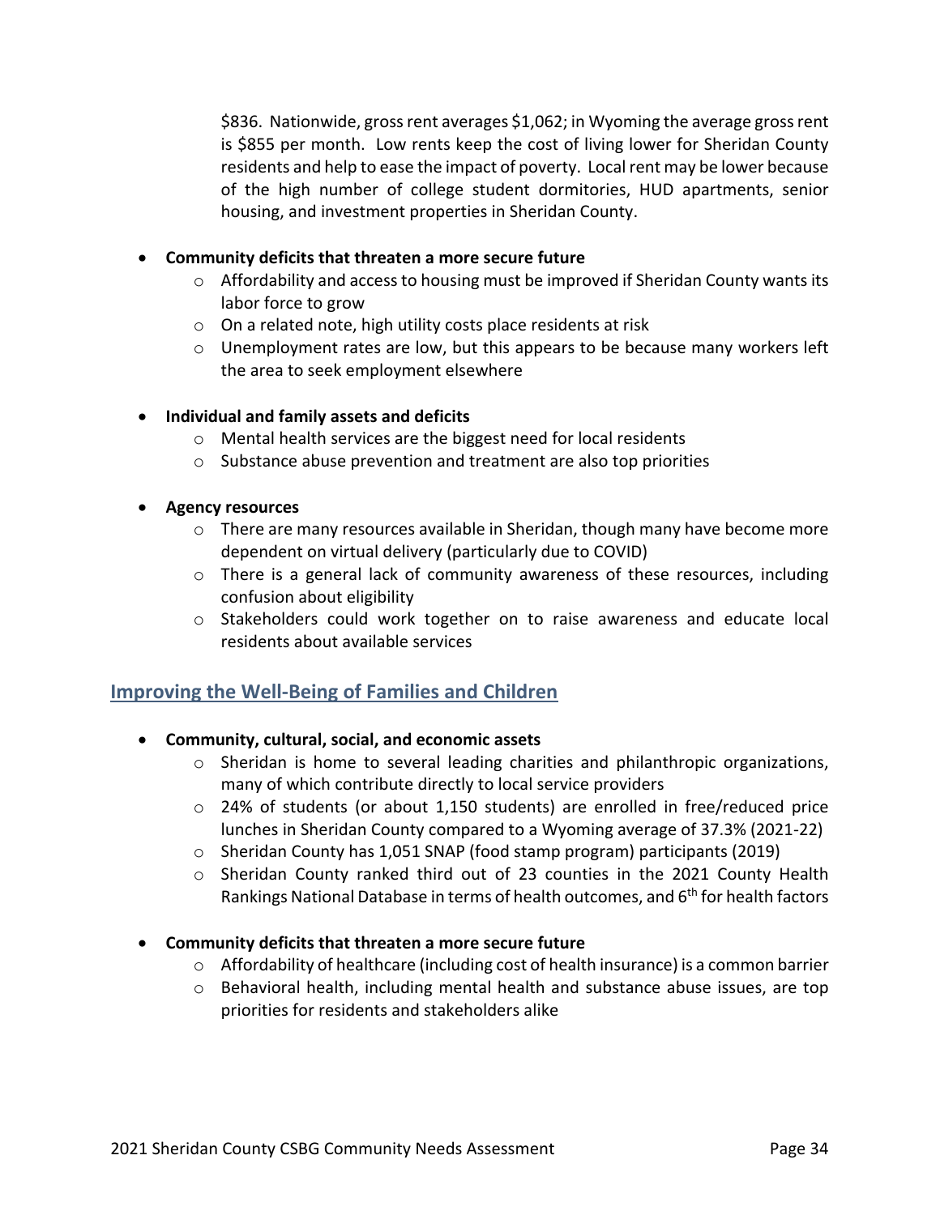$836. Nationwide, gross rent averages $1,062; in Wyoming the average gross rent is $855 per month. Low rents keep the cost of living lower for Sheridan County residents and help to ease the impact of poverty. Local rent may be lower because of the high number of college student dormitories, HUD apartments, senior housing, and investment properties in Sheridan County.

- **Community deficits that threaten a more secure future**
    - Affordability and access to housing must be improved if Sheridan County wants its labor force to grow
    - On a related note, high utility costs place residents at risk
    - Unemployment rates are low, but this appears to be because many workers left the area to seek employment elsewhere

- **Individual and family assets and deficits**
    - Mental health services are the biggest need for local residents
    - Substance abuse prevention and treatment are also top priorities

- **Agency resources**
    - There are many resources available in Sheridan, though many have become more dependent on virtual delivery (particularly due to COVID)
    - There is a general lack of community awareness of these resources, including confusion about eligibility
    - Stakeholders could work together on to raise awareness and educate local residents about available services

## Improving the Well-Being of Families and Children

- **Community, cultural, social, and economic assets**
    - Sheridan is home to several leading charities and philanthropic organizations, many of which contribute directly to local service providers
    - 24% of students (or about 1,150 students) are enrolled in free/reduced price lunches in Sheridan County compared to a Wyoming average of 37.3% (2021-22)
    - Sheridan County has 1,051 SNAP (food stamp program) participants (2019)
    - Sheridan County ranked third out of 23 counties in the 2021 County Health Rankings National Database in terms of health outcomes, and 6th for health factors

- **Community deficits that threaten a more secure future**
    - Affordability of healthcare (including cost of health insurance) is a common barrier
    - Behavioral health, including mental health and substance abuse issues, are top priorities for residents and stakeholders alike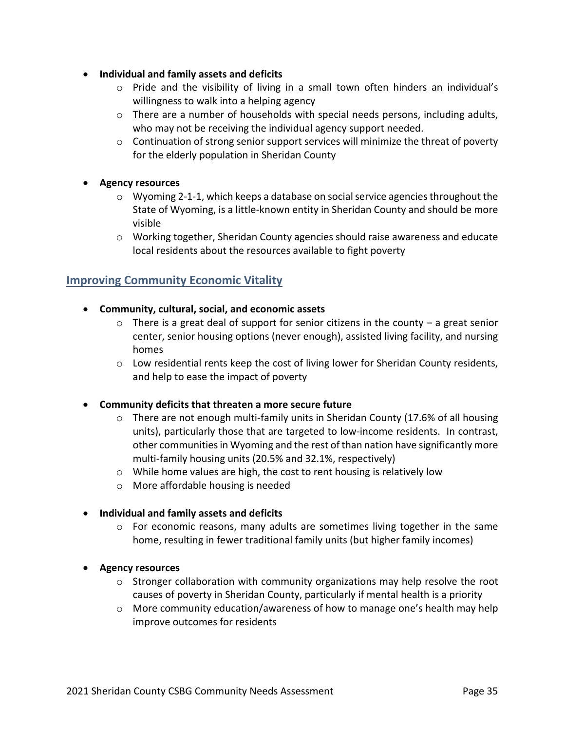- **Individual and family assets and deficits**
  - Pride and the visibility of living in a small town often hinders an individual's willingness to walk into a helping agency
  - There are a number of households with special needs persons, including adults, who may not be receiving the individual agency support needed.
  - Continuation of strong senior support services will minimize the threat of poverty for the elderly population in Sheridan County

- **Agency resources**
  - Wyoming 2-1-1, which keeps a database on social service agencies throughout the State of Wyoming, is a little-known entity in Sheridan County and should be more visible
  - Working together, Sheridan County agencies should raise awareness and educate local residents about the resources available to fight poverty

## Improving Community Economic Vitality

- **Community, cultural, social, and economic assets**
  - There is a great deal of support for senior citizens in the county – a great senior center, senior housing options (never enough), assisted living facility, and nursing homes
  - Low residential rents keep the cost of living lower for Sheridan County residents, and help to ease the impact of poverty

- **Community deficits that threaten a more secure future**
  - There are not enough multi-family units in Sheridan County (17.6% of all housing units), particularly those that are targeted to low-income residents. In contrast, other communities in Wyoming and the rest of than nation have significantly more multi-family housing units (20.5% and 32.1%, respectively)
  - While home values are high, the cost to rent housing is relatively low
  - More affordable housing is needed

- **Individual and family assets and deficits**
  - For economic reasons, many adults are sometimes living together in the same home, resulting in fewer traditional family units (but higher family incomes)

- **Agency resources**
  - Stronger collaboration with community organizations may help resolve the root causes of poverty in Sheridan County, particularly if mental health is a priority
  - More community education/awareness of how to manage one's health may help improve outcomes for residents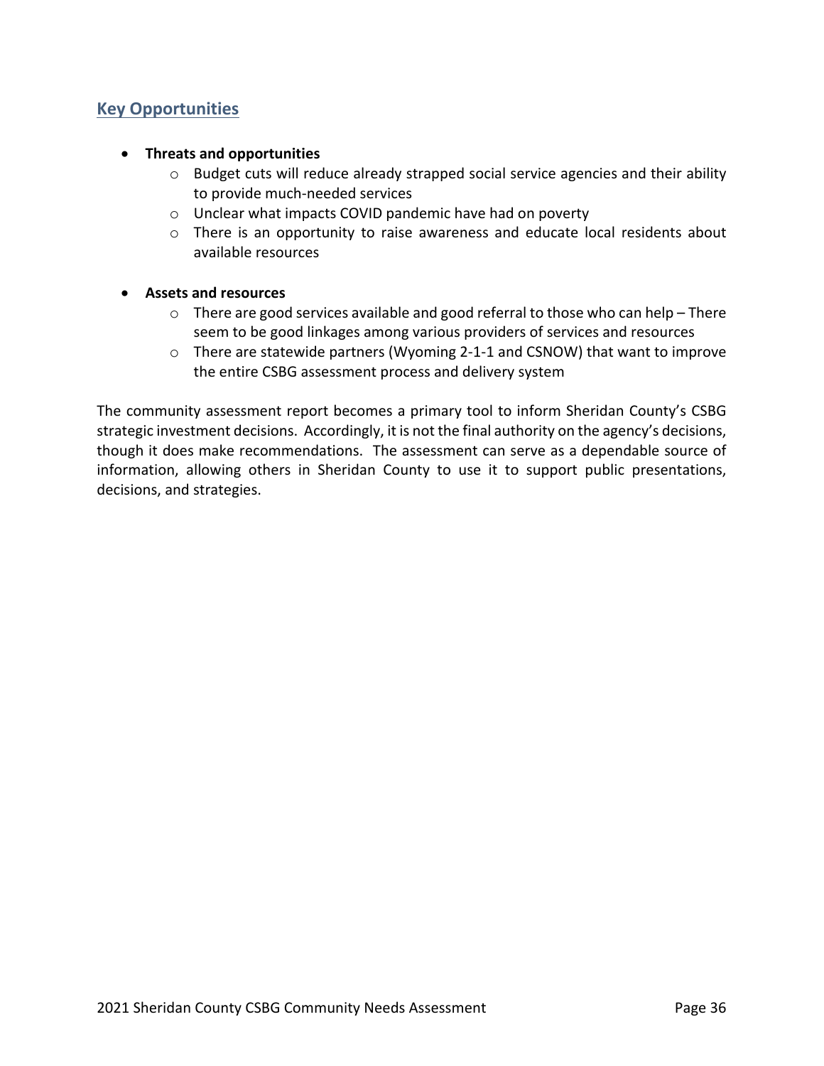## Key Opportunities

- **Threats and opportunities**
  - Budget cuts will reduce already strapped social service agencies and their ability to provide much-needed services
  - Unclear what impacts COVID pandemic have had on poverty
  - There is an opportunity to raise awareness and educate local residents about available resources

- **Assets and resources**
  - There are good services available and good referral to those who can help – There seem to be good linkages among various providers of services and resources
  - There are statewide partners (Wyoming 2-1-1 and CSNOW) that want to improve the entire CSBG assessment process and delivery system

The community assessment report becomes a primary tool to inform Sheridan County's CSBG strategic investment decisions. Accordingly, it is not the final authority on the agency's decisions, though it does make recommendations. The assessment can serve as a dependable source of information, allowing others in Sheridan County to use it to support public presentations, decisions, and strategies.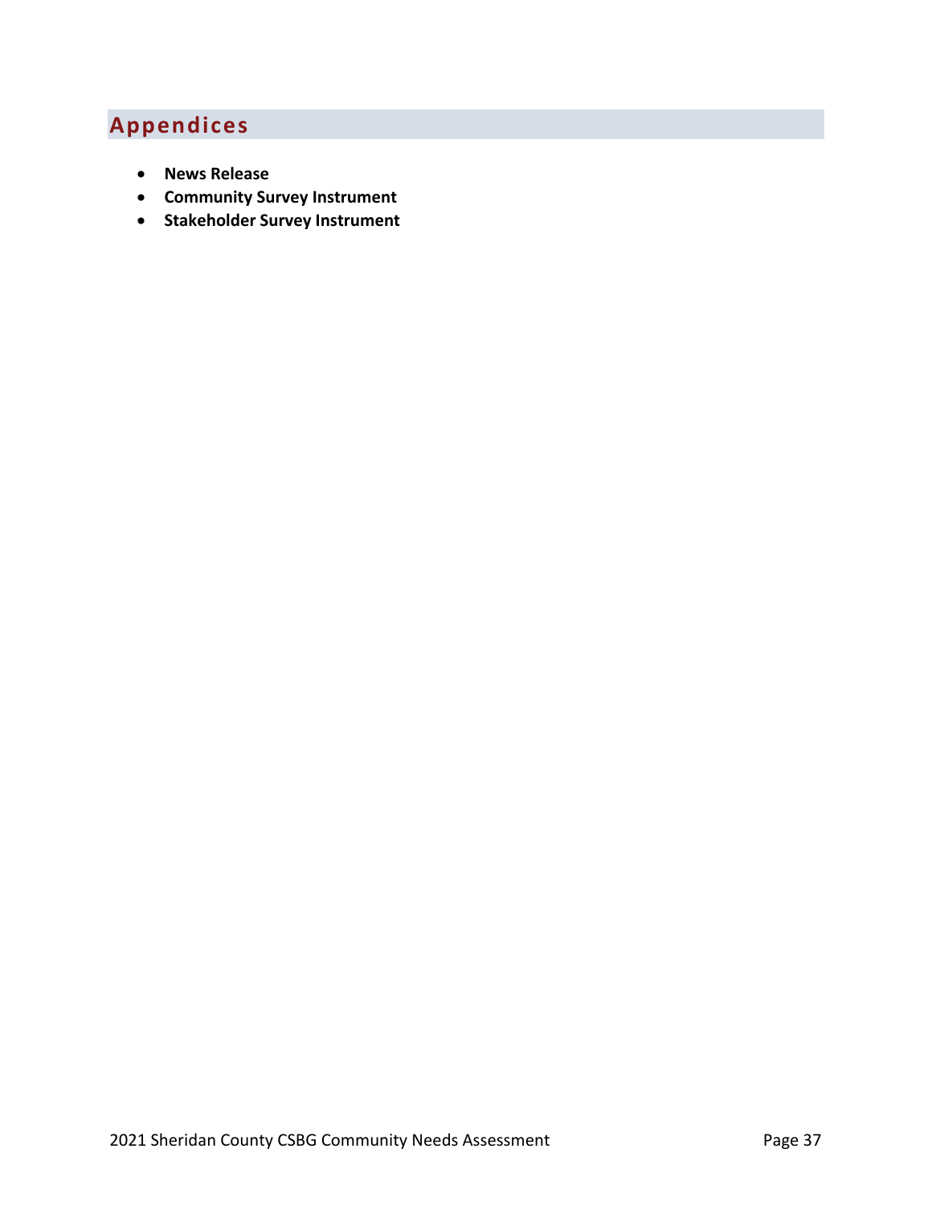# Appendices

- **News Release**
- **Community Survey Instrument**
- **Stakeholder Survey Instrument**